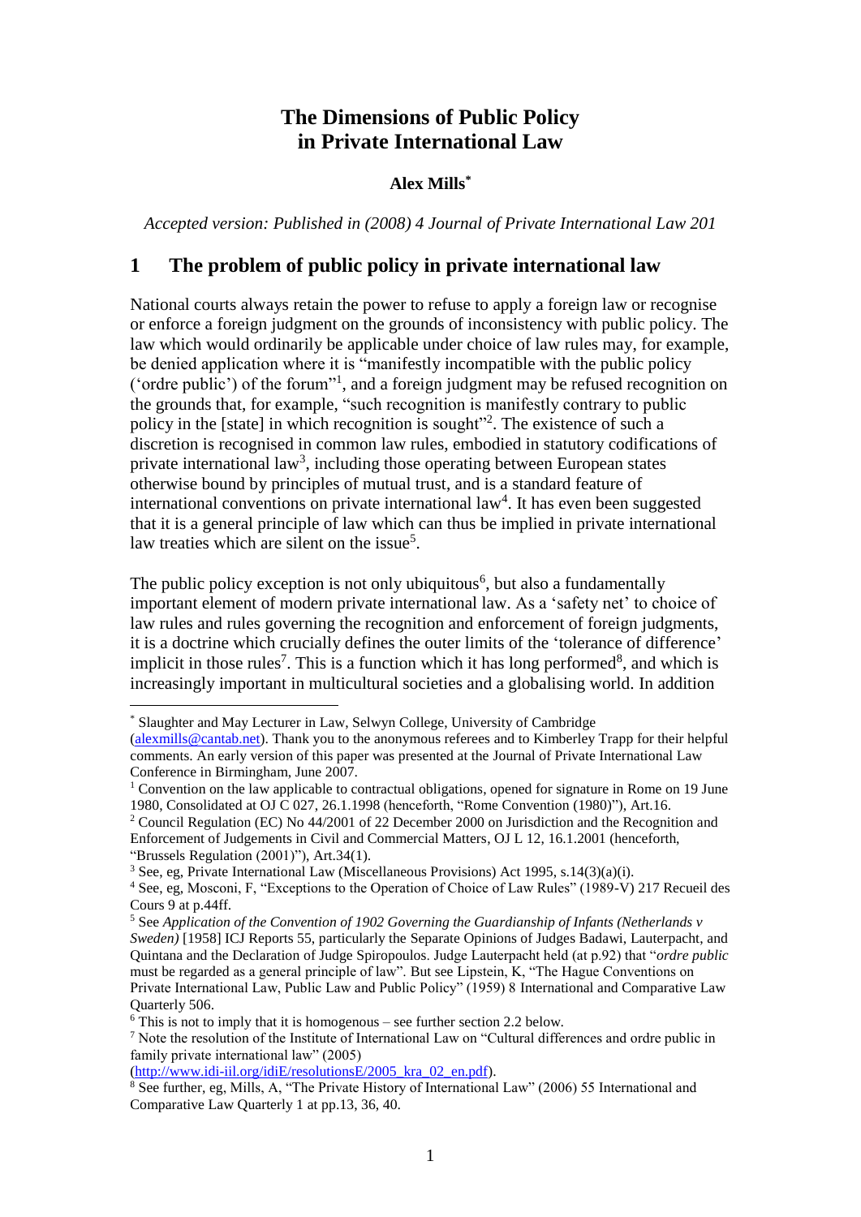# The Dimensions of Public Policy in Private International Law

**Alex Mills***

*Accepted version: Published in (2008) 4 Journal of Private International Law 201*

## 1 The problem of public policy in private international law

National courts always retain the power to refuse to apply a foreign law or recognise or enforce a foreign judgment on the grounds of inconsistency with public policy. The law which would ordinarily be applicable under choice of law rules may, for example, be denied application where it is "manifestly incompatible with the public policy ('ordre public') of the forum"[1], and a foreign judgment may be refused recognition on the grounds that, for example, "such recognition is manifestly contrary to public policy in the [state] in which recognition is sought"[2]. The existence of such a discretion is recognised in common law rules, embodied in statutory codifications of private international law[3], including those operating between European states otherwise bound by principles of mutual trust, and is a standard feature of international conventions on private international law[4]. It has even been suggested that it is a general principle of law which can thus be implied in private international law treaties which are silent on the issue[5].

The public policy exception is not only ubiquitous[6], but also a fundamentally important element of modern private international law. As a 'safety net' to choice of law rules and rules governing the recognition and enforcement of foreign judgments, it is a doctrine which crucially defines the outer limits of the 'tolerance of difference' implicit in those rules[7]. This is a function which it has long performed[8], and which is increasingly important in multicultural societies and a globalising world. In addition

---

* Slaughter and May Lecturer in Law, Selwyn College, University of Cambridge (alexmills@cantab.net). Thank you to the anonymous referees and to Kimberley Trapp for their helpful comments. An early version of this paper was presented at the Journal of Private International Law Conference in Birmingham, June 2007.

[1] Convention on the law applicable to contractual obligations, opened for signature in Rome on 19 June 1980, Consolidated at OJ C 027, 26.1.1998 (henceforth, "Rome Convention (1980)"), Art.16.

[2] Council Regulation (EC) No 44/2001 of 22 December 2000 on Jurisdiction and the Recognition and Enforcement of Judgements in Civil and Commercial Matters, OJ L 12, 16.1.2001 (henceforth, "Brussels Regulation (2001)"), Art.34(1).

[3] See, eg, Private International Law (Miscellaneous Provisions) Act 1995, s.14(3)(a)(i).

[4] See, eg, Mosconi, F, "Exceptions to the Operation of Choice of Law Rules" (1989-V) 217 Recueil des Cours 9 at p.44ff.

[5] See *Application of the Convention of 1902 Governing the Guardianship of Infants (Netherlands v Sweden)* [1958] ICJ Reports 55, particularly the Separate Opinions of Judges Badawi, Lauterpacht, and Quintana and the Declaration of Judge Spiropoulos. Judge Lauterpacht held (at p.92) that "*ordre public* must be regarded as a general principle of law". But see Lipstein, K, "The Hague Conventions on Private International Law, Public Law and Public Policy" (1959) 8 International and Comparative Law Quarterly 506.

[6] This is not to imply that it is homogenous – see further section 2.2 below.

[7] Note the resolution of the Institute of International Law on "Cultural differences and ordre public in family private international law" (2005) (http://www.idi-iil.org/idiE/resolutionsE/2005_kra_02_en.pdf).

[8] See further, eg, Mills, A, "The Private History of International Law" (2006) 55 International and Comparative Law Quarterly 1 at pp.13, 36, 40.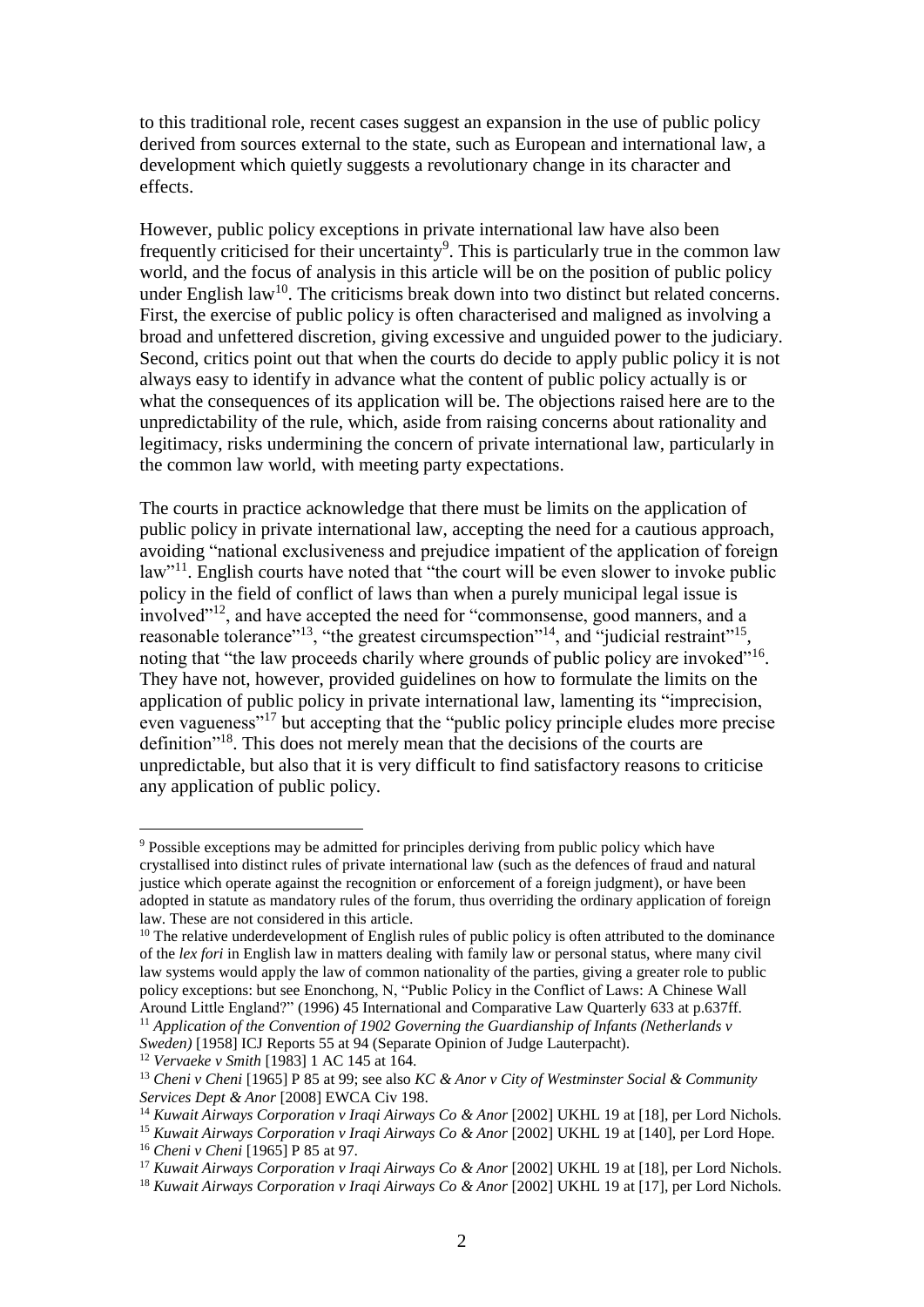to this traditional role, recent cases suggest an expansion in the use of public policy derived from sources external to the state, such as European and international law, a development which quietly suggests a revolutionary change in its character and effects.

However, public policy exceptions in private international law have also been frequently criticised for their uncertainty[9]. This is particularly true in the common law world, and the focus of analysis in this article will be on the position of public policy under English law[10]. The criticisms break down into two distinct but related concerns. First, the exercise of public policy is often characterised and maligned as involving a broad and unfettered discretion, giving excessive and unguided power to the judiciary. Second, critics point out that when the courts do decide to apply public policy it is not always easy to identify in advance what the content of public policy actually is or what the consequences of its application will be. The objections raised here are to the unpredictability of the rule, which, aside from raising concerns about rationality and legitimacy, risks undermining the concern of private international law, particularly in the common law world, with meeting party expectations.

The courts in practice acknowledge that there must be limits on the application of public policy in private international law, accepting the need for a cautious approach, avoiding "national exclusiveness and prejudice impatient of the application of foreign law"[11]. English courts have noted that "the court will be even slower to invoke public policy in the field of conflict of laws than when a purely municipal legal issue is involved"[12], and have accepted the need for "commonsense, good manners, and a reasonable tolerance"[13], "the greatest circumspection"[14], and "judicial restraint"[15], noting that "the law proceeds charily where grounds of public policy are invoked"[16]. They have not, however, provided guidelines on how to formulate the limits on the application of public policy in private international law, lamenting its "imprecision, even vagueness"[17] but accepting that the "public policy principle eludes more precise definition"[18]. This does not merely mean that the decisions of the courts are unpredictable, but also that it is very difficult to find satisfactory reasons to criticise any application of public policy.

---

[9] Possible exceptions may be admitted for principles deriving from public policy which have crystallised into distinct rules of private international law (such as the defences of fraud and natural justice which operate against the recognition or enforcement of a foreign judgment), or have been adopted in statute as mandatory rules of the forum, thus overriding the ordinary application of foreign law. These are not considered in this article.

[10] The relative underdevelopment of English rules of public policy is often attributed to the dominance of the *lex fori* in English law in matters dealing with family law or personal status, where many civil law systems would apply the law of common nationality of the parties, giving a greater role to public policy exceptions: but see Enonchong, N, "Public Policy in the Conflict of Laws: A Chinese Wall Around Little England?" (1996) 45 International and Comparative Law Quarterly 633 at p.637ff.

[11] *Application of the Convention of 1902 Governing the Guardianship of Infants (Netherlands v Sweden)* [1958] ICJ Reports 55 at 94 (Separate Opinion of Judge Lauterpacht).

[12] *Vervaeke v Smith* [1983] 1 AC 145 at 164.

[13] *Cheni v Cheni* [1965] P 85 at 99; see also *KC & Anor v City of Westminster Social & Community Services Dept & Anor* [2008] EWCA Civ 198.

[14] *Kuwait Airways Corporation v Iraqi Airways Co & Anor* [2002] UKHL 19 at [18], per Lord Nichols.

[15] *Kuwait Airways Corporation v Iraqi Airways Co & Anor* [2002] UKHL 19 at [140], per Lord Hope.

[16] *Cheni v Cheni* [1965] P 85 at 97.

[17] *Kuwait Airways Corporation v Iraqi Airways Co & Anor* [2002] UKHL 19 at [18], per Lord Nichols.

[18] *Kuwait Airways Corporation v Iraqi Airways Co & Anor* [2002] UKHL 19 at [17], per Lord Nichols.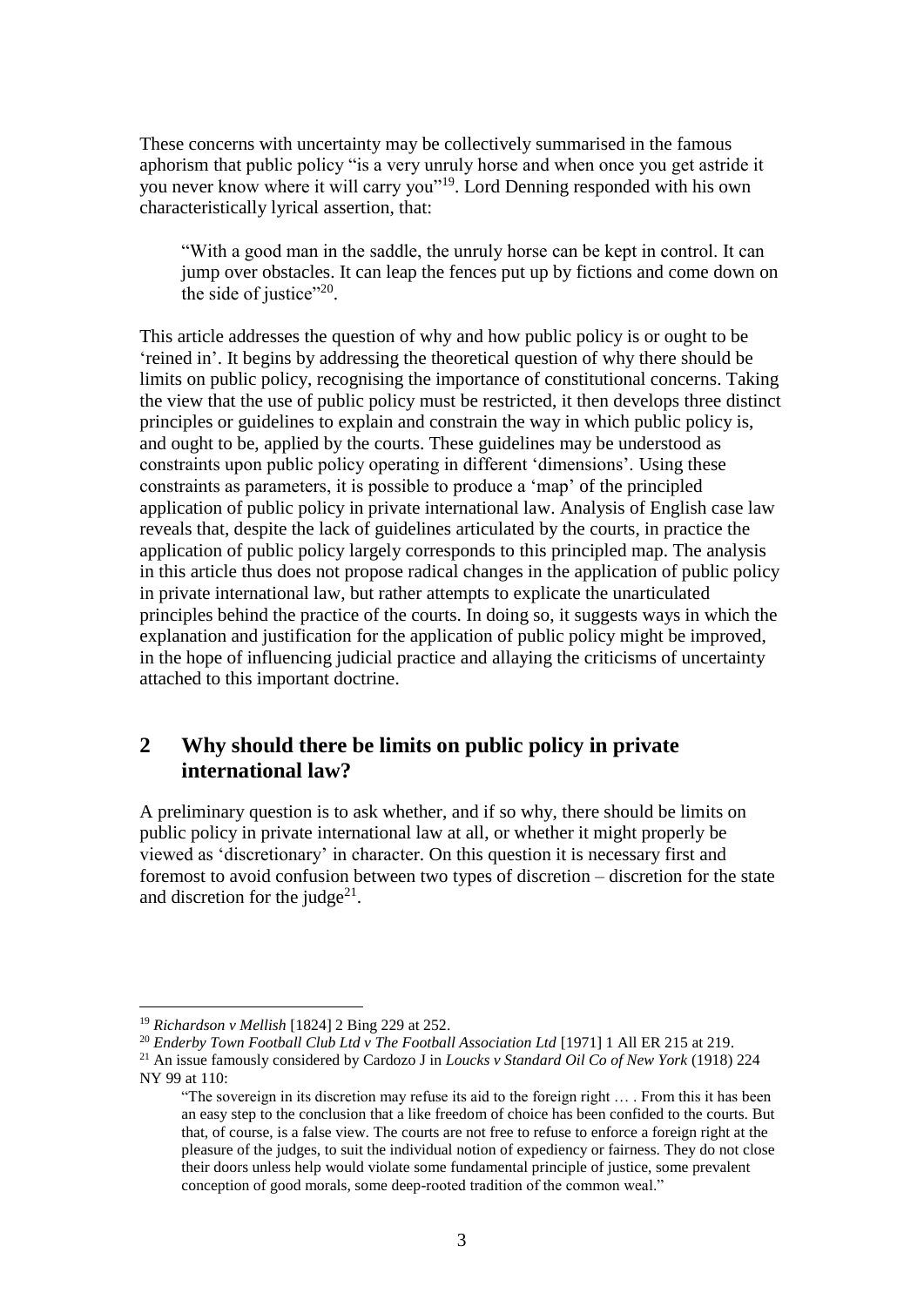These concerns with uncertainty may be collectively summarised in the famous aphorism that public policy "is a very unruly horse and when once you get astride it you never know where it will carry you"[19]. Lord Denning responded with his own characteristically lyrical assertion, that:

> "With a good man in the saddle, the unruly horse can be kept in control. It can jump over obstacles. It can leap the fences put up by fictions and come down on the side of justice"[20].

This article addresses the question of why and how public policy is or ought to be 'reined in'. It begins by addressing the theoretical question of why there should be limits on public policy, recognising the importance of constitutional concerns. Taking the view that the use of public policy must be restricted, it then develops three distinct principles or guidelines to explain and constrain the way in which public policy is, and ought to be, applied by the courts. These guidelines may be understood as constraints upon public policy operating in different 'dimensions'. Using these constraints as parameters, it is possible to produce a 'map' of the principled application of public policy in private international law. Analysis of English case law reveals that, despite the lack of guidelines articulated by the courts, in practice the application of public policy largely corresponds to this principled map. The analysis in this article thus does not propose radical changes in the application of public policy in private international law, but rather attempts to explicate the unarticulated principles behind the practice of the courts. In doing so, it suggests ways in which the explanation and justification for the application of public policy might be improved, in the hope of influencing judicial practice and allaying the criticisms of uncertainty attached to this important doctrine.

## 2 Why should there be limits on public policy in private international law?

A preliminary question is to ask whether, and if so why, there should be limits on public policy in private international law at all, or whether it might properly be viewed as 'discretionary' in character. On this question it is necessary first and foremost to avoid confusion between two types of discretion – discretion for the state and discretion for the judge[21].

---

[19] *Richardson v Mellish* [1824] 2 Bing 229 at 252.

[20] *Enderby Town Football Club Ltd v The Football Association Ltd* [1971] 1 All ER 215 at 219.

[21] An issue famously considered by Cardozo J in *Loucks v Standard Oil Co of New York* (1918) 224 NY 99 at 110:

> "The sovereign in its discretion may refuse its aid to the foreign right … . From this it has been an easy step to the conclusion that a like freedom of choice has been confided to the courts. But that, of course, is a false view. The courts are not free to refuse to enforce a foreign right at the pleasure of the judges, to suit the individual notion of expediency or fairness. They do not close their doors unless help would violate some fundamental principle of justice, some prevalent conception of good morals, some deep-rooted tradition of the common weal."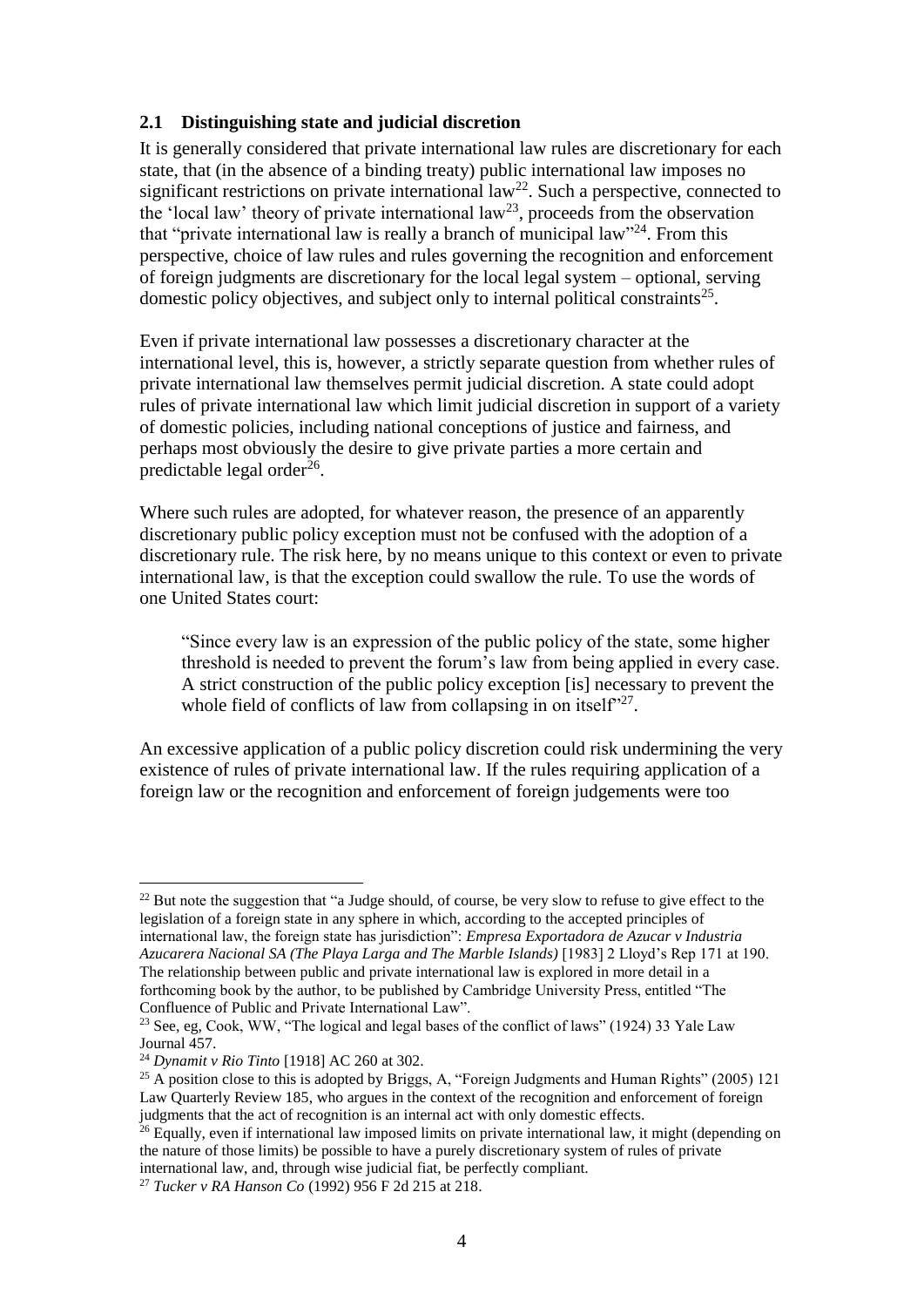### 2.1 Distinguishing state and judicial discretion

It is generally considered that private international law rules are discretionary for each state, that (in the absence of a binding treaty) public international law imposes no significant restrictions on private international law[22]. Such a perspective, connected to the 'local law' theory of private international law[23], proceeds from the observation that "private international law is really a branch of municipal law"[24]. From this perspective, choice of law rules and rules governing the recognition and enforcement of foreign judgments are discretionary for the local legal system – optional, serving domestic policy objectives, and subject only to internal political constraints[25].

Even if private international law possesses a discretionary character at the international level, this is, however, a strictly separate question from whether rules of private international law themselves permit judicial discretion. A state could adopt rules of private international law which limit judicial discretion in support of a variety of domestic policies, including national conceptions of justice and fairness, and perhaps most obviously the desire to give private parties a more certain and predictable legal order[26].

Where such rules are adopted, for whatever reason, the presence of an apparently discretionary public policy exception must not be confused with the adoption of a discretionary rule. The risk here, by no means unique to this context or even to private international law, is that the exception could swallow the rule. To use the words of one United States court:

> "Since every law is an expression of the public policy of the state, some higher threshold is needed to prevent the forum's law from being applied in every case. A strict construction of the public policy exception [is] necessary to prevent the whole field of conflicts of law from collapsing in on itself"[27].

An excessive application of a public policy discretion could risk undermining the very existence of rules of private international law. If the rules requiring application of a foreign law or the recognition and enforcement of foreign judgements were too

---

[22] But note the suggestion that "a Judge should, of course, be very slow to refuse to give effect to the legislation of a foreign state in any sphere in which, according to the accepted principles of international law, the foreign state has jurisdiction": *Empresa Exportadora de Azucar v Industria Azucarera Nacional SA (The Playa Larga and The Marble Islands)* [1983] 2 Lloyd's Rep 171 at 190. The relationship between public and private international law is explored in more detail in a forthcoming book by the author, to be published by Cambridge University Press, entitled "The Confluence of Public and Private International Law".

[23] See, eg, Cook, WW, "The logical and legal bases of the conflict of laws" (1924) 33 Yale Law Journal 457.

[24] *Dynamit v Rio Tinto* [1918] AC 260 at 302.

[25] A position close to this is adopted by Briggs, A, "Foreign Judgments and Human Rights" (2005) 121 Law Quarterly Review 185, who argues in the context of the recognition and enforcement of foreign judgments that the act of recognition is an internal act with only domestic effects.

[26] Equally, even if international law imposed limits on private international law, it might (depending on the nature of those limits) be possible to have a purely discretionary system of rules of private international law, and, through wise judicial fiat, be perfectly compliant.

[27] *Tucker v RA Hanson Co* (1992) 956 F 2d 215 at 218.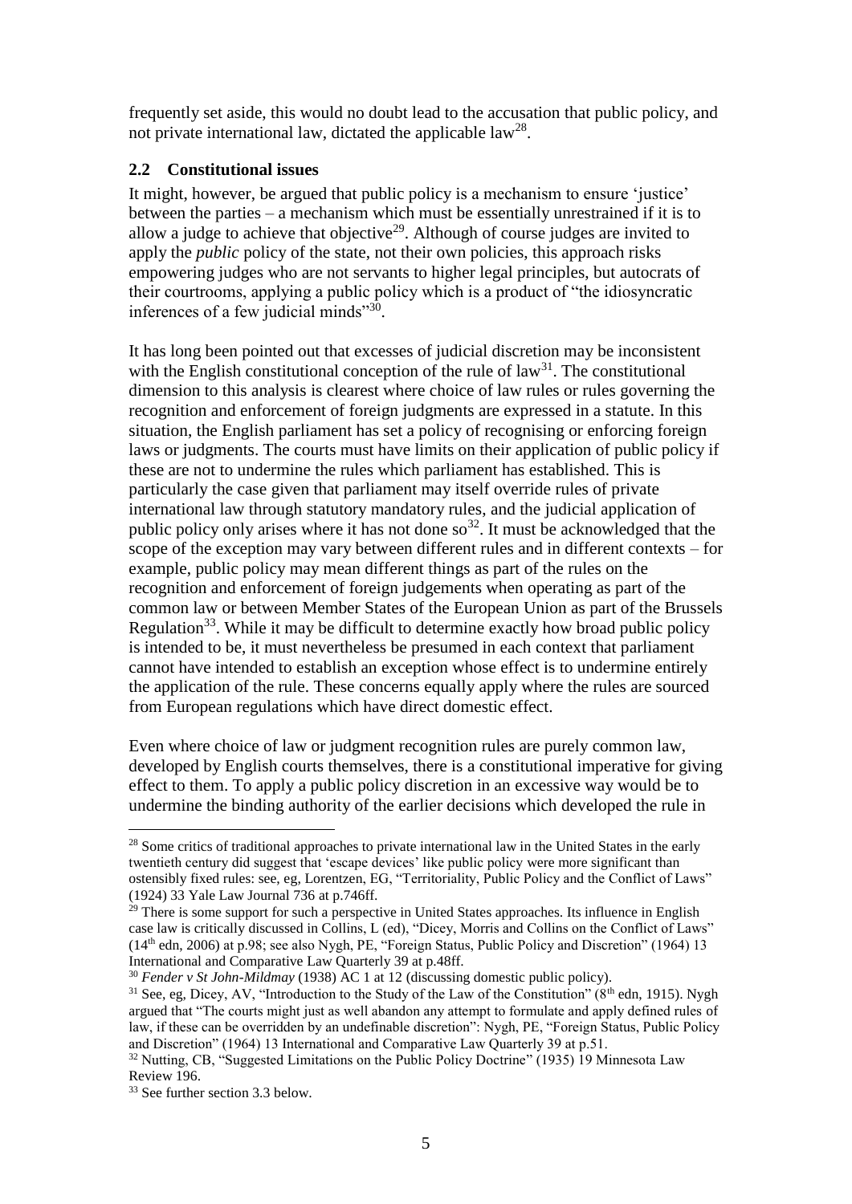frequently set aside, this would no doubt lead to the accusation that public policy, and not private international law, dictated the applicable law[28].

### 2.2 Constitutional issues

It might, however, be argued that public policy is a mechanism to ensure 'justice' between the parties – a mechanism which must be essentially unrestrained if it is to allow a judge to achieve that objective[29]. Although of course judges are invited to apply the *public* policy of the state, not their own policies, this approach risks empowering judges who are not servants to higher legal principles, but autocrats of their courtrooms, applying a public policy which is a product of "the idiosyncratic inferences of a few judicial minds"[30].

It has long been pointed out that excesses of judicial discretion may be inconsistent with the English constitutional conception of the rule of law[31]. The constitutional dimension to this analysis is clearest where choice of law rules or rules governing the recognition and enforcement of foreign judgments are expressed in a statute. In this situation, the English parliament has set a policy of recognising or enforcing foreign laws or judgments. The courts must have limits on their application of public policy if these are not to undermine the rules which parliament has established. This is particularly the case given that parliament may itself override rules of private international law through statutory mandatory rules, and the judicial application of public policy only arises where it has not done so[32]. It must be acknowledged that the scope of the exception may vary between different rules and in different contexts – for example, public policy may mean different things as part of the rules on the recognition and enforcement of foreign judgements when operating as part of the common law or between Member States of the European Union as part of the Brussels Regulation[33]. While it may be difficult to determine exactly how broad public policy is intended to be, it must nevertheless be presumed in each context that parliament cannot have intended to establish an exception whose effect is to undermine entirely the application of the rule. These concerns equally apply where the rules are sourced from European regulations which have direct domestic effect.

Even where choice of law or judgment recognition rules are purely common law, developed by English courts themselves, there is a constitutional imperative for giving effect to them. To apply a public policy discretion in an excessive way would be to undermine the binding authority of the earlier decisions which developed the rule in

---

[28] Some critics of traditional approaches to private international law in the United States in the early twentieth century did suggest that 'escape devices' like public policy were more significant than ostensibly fixed rules: see, eg, Lorentzen, EG, "Territoriality, Public Policy and the Conflict of Laws" (1924) 33 Yale Law Journal 736 at p.746ff.

[29] There is some support for such a perspective in United States approaches. Its influence in English case law is critically discussed in Collins, L (ed), "Dicey, Morris and Collins on the Conflict of Laws" (14th edn, 2006) at p.98; see also Nygh, PE, "Foreign Status, Public Policy and Discretion" (1964) 13 International and Comparative Law Quarterly 39 at p.48ff.

[30] *Fender v St John-Mildmay* (1938) AC 1 at 12 (discussing domestic public policy).

[31] See, eg, Dicey, AV, "Introduction to the Study of the Law of the Constitution" (8th edn, 1915). Nygh argued that "The courts might just as well abandon any attempt to formulate and apply defined rules of law, if these can be overridden by an undefinable discretion": Nygh, PE, "Foreign Status, Public Policy and Discretion" (1964) 13 International and Comparative Law Quarterly 39 at p.51.

[32] Nutting, CB, "Suggested Limitations on the Public Policy Doctrine" (1935) 19 Minnesota Law Review 196.

[33] See further section 3.3 below.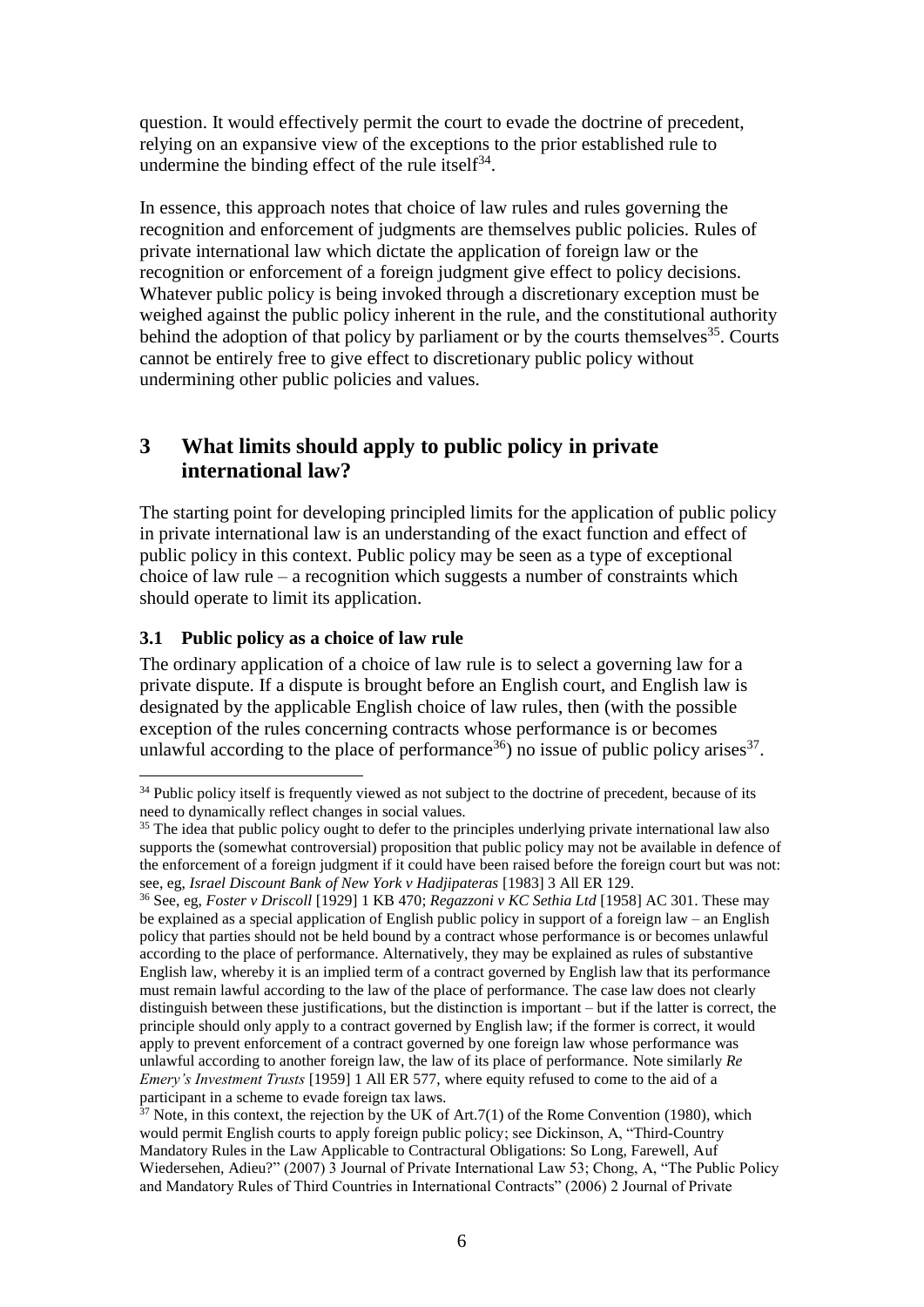question. It would effectively permit the court to evade the doctrine of precedent, relying on an expansive view of the exceptions to the prior established rule to undermine the binding effect of the rule itself[34].

In essence, this approach notes that choice of law rules and rules governing the recognition and enforcement of judgments are themselves public policies. Rules of private international law which dictate the application of foreign law or the recognition or enforcement of a foreign judgment give effect to policy decisions. Whatever public policy is being invoked through a discretionary exception must be weighed against the public policy inherent in the rule, and the constitutional authority behind the adoption of that policy by parliament or by the courts themselves[35]. Courts cannot be entirely free to give effect to discretionary public policy without undermining other public policies and values.

## 3 What limits should apply to public policy in private international law?

The starting point for developing principled limits for the application of public policy in private international law is an understanding of the exact function and effect of public policy in this context. Public policy may be seen as a type of exceptional choice of law rule – a recognition which suggests a number of constraints which should operate to limit its application.

### 3.1 Public policy as a choice of law rule

The ordinary application of a choice of law rule is to select a governing law for a private dispute. If a dispute is brought before an English court, and English law is designated by the applicable English choice of law rules, then (with the possible exception of the rules concerning contracts whose performance is or becomes unlawful according to the place of performance[36]) no issue of public policy arises[37].

---

[34] Public policy itself is frequently viewed as not subject to the doctrine of precedent, because of its need to dynamically reflect changes in social values.

[35] The idea that public policy ought to defer to the principles underlying private international law also supports the (somewhat controversial) proposition that public policy may not be available in defence of the enforcement of a foreign judgment if it could have been raised before the foreign court but was not: see, eg, *Israel Discount Bank of New York v Hadjipateras* [1983] 3 All ER 129.

[36] See, eg, *Foster v Driscoll* [1929] 1 KB 470; *Regazzoni v KC Sethia Ltd* [1958] AC 301. These may be explained as a special application of English public policy in support of a foreign law – an English policy that parties should not be held bound by a contract whose performance is or becomes unlawful according to the place of performance. Alternatively, they may be explained as rules of substantive English law, whereby it is an implied term of a contract governed by English law that its performance must remain lawful according to the law of the place of performance. The case law does not clearly distinguish between these justifications, but the distinction is important – but if the latter is correct, the principle should only apply to a contract governed by English law; if the former is correct, it would apply to prevent enforcement of a contract governed by one foreign law whose performance was unlawful according to another foreign law, the law of its place of performance. Note similarly *Re Emery's Investment Trusts* [1959] 1 All ER 577, where equity refused to come to the aid of a participant in a scheme to evade foreign tax laws.

[37] Note, in this context, the rejection by the UK of Art.7(1) of the Rome Convention (1980), which would permit English courts to apply foreign public policy; see Dickinson, A, "Third-Country Mandatory Rules in the Law Applicable to Contractual Obligations: So Long, Farewell, Auf Wiedersehen, Adieu?" (2007) 3 Journal of Private International Law 53; Chong, A, "The Public Policy and Mandatory Rules of Third Countries in International Contracts" (2006) 2 Journal of Private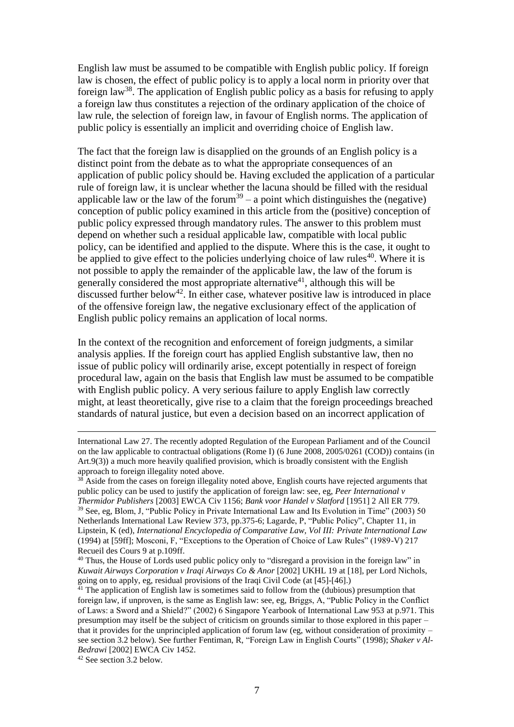English law must be assumed to be compatible with English public policy. If foreign law is chosen, the effect of public policy is to apply a local norm in priority over that foreign law[38]. The application of English public policy as a basis for refusing to apply a foreign law thus constitutes a rejection of the ordinary application of the choice of law rule, the selection of foreign law, in favour of English norms. The application of public policy is essentially an implicit and overriding choice of English law.

The fact that the foreign law is disapplied on the grounds of an English policy is a distinct point from the debate as to what the appropriate consequences of an application of public policy should be. Having excluded the application of a particular rule of foreign law, it is unclear whether the lacuna should be filled with the residual applicable law or the law of the forum[39] – a point which distinguishes the (negative) conception of public policy examined in this article from the (positive) conception of public policy expressed through mandatory rules. The answer to this problem must depend on whether such a residual applicable law, compatible with local public policy, can be identified and applied to the dispute. Where this is the case, it ought to be applied to give effect to the policies underlying choice of law rules[40]. Where it is not possible to apply the remainder of the applicable law, the law of the forum is generally considered the most appropriate alternative[41], although this will be discussed further below[42]. In either case, whatever positive law is introduced in place of the offensive foreign law, the negative exclusionary effect of the application of English public policy remains an application of local norms.

In the context of the recognition and enforcement of foreign judgments, a similar analysis applies. If the foreign court has applied English substantive law, then no issue of public policy will ordinarily arise, except potentially in respect of foreign procedural law, again on the basis that English law must be assumed to be compatible with English public policy. A very serious failure to apply English law correctly might, at least theoretically, give rise to a claim that the foreign proceedings breached standards of natural justice, but even a decision based on an incorrect application of

---

International Law 27. The recently adopted Regulation of the European Parliament and of the Council on the law applicable to contractual obligations (Rome I) (6 June 2008, 2005/0261 (COD)) contains (in Art.9(3)) a much more heavily qualified provision, which is broadly consistent with the English approach to foreign illegality noted above.

[38] Aside from the cases on foreign illegality noted above, English courts have rejected arguments that public policy can be used to justify the application of foreign law: see, eg, *Peer International v Thermidor Publishers* [2003] EWCA Civ 1156; *Bank voor Handel v Slatford* [1951] 2 All ER 779.

[39] See, eg, Blom, J, "Public Policy in Private International Law and Its Evolution in Time" (2003) 50 Netherlands International Law Review 373, pp.375-6; Lagarde, P, "Public Policy", Chapter 11, in Lipstein, K (ed), *International Encyclopedia of Comparative Law, Vol III: Private International Law* (1994) at [59ff]; Mosconi, F, "Exceptions to the Operation of Choice of Law Rules" (1989-V) 217 Recueil des Cours 9 at p.109ff.

[40] Thus, the House of Lords used public policy only to "disregard a provision in the foreign law" in *Kuwait Airways Corporation v Iraqi Airways Co & Anor* [2002] UKHL 19 at [18], per Lord Nichols, going on to apply, eg, residual provisions of the Iraqi Civil Code (at [45]-[46].)

[41] The application of English law is sometimes said to follow from the (dubious) presumption that foreign law, if unproven, is the same as English law: see, eg, Briggs, A, "Public Policy in the Conflict of Laws: a Sword and a Shield?" (2002) 6 Singapore Yearbook of International Law 953 at p.971. This presumption may itself be the subject of criticism on grounds similar to those explored in this paper – that it provides for the unprincipled application of forum law (eg, without consideration of proximity – see section 3.2 below). See further Fentiman, R, "Foreign Law in English Courts" (1998); *Shaker v Al-Bedrawi* [2002] EWCA Civ 1452.

[42] See section 3.2 below.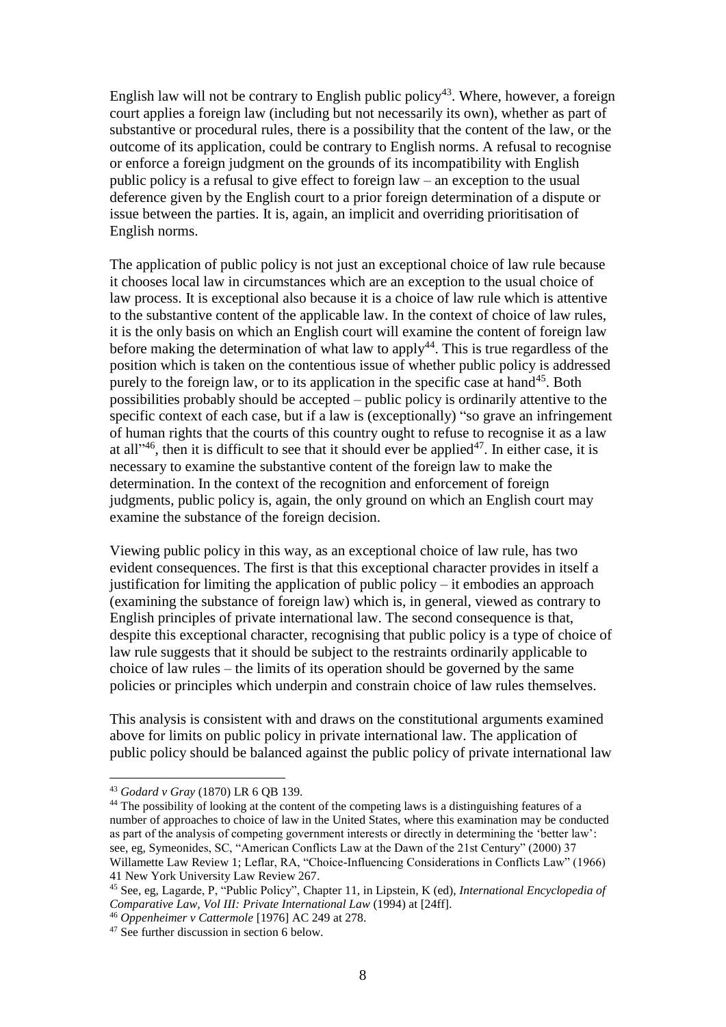English law will not be contrary to English public policy[43]. Where, however, a foreign court applies a foreign law (including but not necessarily its own), whether as part of substantive or procedural rules, there is a possibility that the content of the law, or the outcome of its application, could be contrary to English norms. A refusal to recognise or enforce a foreign judgment on the grounds of its incompatibility with English public policy is a refusal to give effect to foreign law – an exception to the usual deference given by the English court to a prior foreign determination of a dispute or issue between the parties. It is, again, an implicit and overriding prioritisation of English norms.

The application of public policy is not just an exceptional choice of law rule because it chooses local law in circumstances which are an exception to the usual choice of law process. It is exceptional also because it is a choice of law rule which is attentive to the substantive content of the applicable law. In the context of choice of law rules, it is the only basis on which an English court will examine the content of foreign law before making the determination of what law to apply[44]. This is true regardless of the position which is taken on the contentious issue of whether public policy is addressed purely to the foreign law, or to its application in the specific case at hand[45]. Both possibilities probably should be accepted – public policy is ordinarily attentive to the specific context of each case, but if a law is (exceptionally) "so grave an infringement of human rights that the courts of this country ought to refuse to recognise it as a law at all"[46], then it is difficult to see that it should ever be applied[47]. In either case, it is necessary to examine the substantive content of the foreign law to make the determination. In the context of the recognition and enforcement of foreign judgments, public policy is, again, the only ground on which an English court may examine the substance of the foreign decision.

Viewing public policy in this way, as an exceptional choice of law rule, has two evident consequences. The first is that this exceptional character provides in itself a justification for limiting the application of public policy – it embodies an approach (examining the substance of foreign law) which is, in general, viewed as contrary to English principles of private international law. The second consequence is that, despite this exceptional character, recognising that public policy is a type of choice of law rule suggests that it should be subject to the restraints ordinarily applicable to choice of law rules – the limits of its operation should be governed by the same policies or principles which underpin and constrain choice of law rules themselves.

This analysis is consistent with and draws on the constitutional arguments examined above for limits on public policy in private international law. The application of public policy should be balanced against the public policy of private international law

---

[43] *Godard v Gray* (1870) LR 6 QB 139.

[44] The possibility of looking at the content of the competing laws is a distinguishing features of a number of approaches to choice of law in the United States, where this examination may be conducted as part of the analysis of competing government interests or directly in determining the 'better law': see, eg, Symeonides, SC, "American Conflicts Law at the Dawn of the 21st Century" (2000) 37 Willamette Law Review 1; Leflar, RA, "Choice-Influencing Considerations in Conflicts Law" (1966) 41 New York University Law Review 267.

[45] See, eg, Lagarde, P, "Public Policy", Chapter 11, in Lipstein, K (ed), *International Encyclopedia of Comparative Law, Vol III: Private International Law* (1994) at [24ff].

[46] *Oppenheimer v Cattermole* [1976] AC 249 at 278.

[47] See further discussion in section 6 below.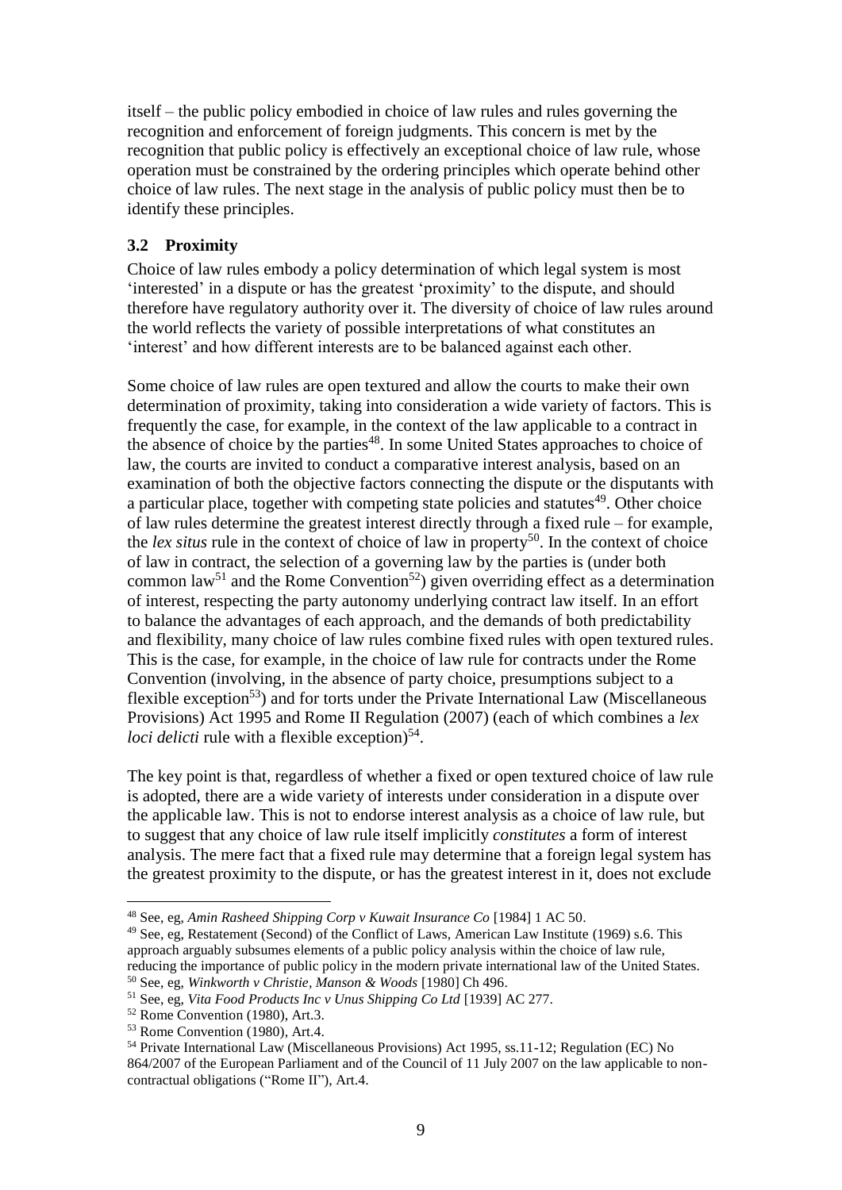itself – the public policy embodied in choice of law rules and rules governing the recognition and enforcement of foreign judgments. This concern is met by the recognition that public policy is effectively an exceptional choice of law rule, whose operation must be constrained by the ordering principles which operate behind other choice of law rules. The next stage in the analysis of public policy must then be to identify these principles.

### 3.2 Proximity

Choice of law rules embody a policy determination of which legal system is most 'interested' in a dispute or has the greatest 'proximity' to the dispute, and should therefore have regulatory authority over it. The diversity of choice of law rules around the world reflects the variety of possible interpretations of what constitutes an 'interest' and how different interests are to be balanced against each other.

Some choice of law rules are open textured and allow the courts to make their own determination of proximity, taking into consideration a wide variety of factors. This is frequently the case, for example, in the context of the law applicable to a contract in the absence of choice by the parties[48]. In some United States approaches to choice of law, the courts are invited to conduct a comparative interest analysis, based on an examination of both the objective factors connecting the dispute or the disputants with a particular place, together with competing state policies and statutes[49]. Other choice of law rules determine the greatest interest directly through a fixed rule – for example, the *lex situs* rule in the context of choice of law in property[50]. In the context of choice of law in contract, the selection of a governing law by the parties is (under both common law[51] and the Rome Convention[52]) given overriding effect as a determination of interest, respecting the party autonomy underlying contract law itself. In an effort to balance the advantages of each approach, and the demands of both predictability and flexibility, many choice of law rules combine fixed rules with open textured rules. This is the case, for example, in the choice of law rule for contracts under the Rome Convention (involving, in the absence of party choice, presumptions subject to a flexible exception[53]) and for torts under the Private International Law (Miscellaneous Provisions) Act 1995 and Rome II Regulation (2007) (each of which combines a *lex loci delicti* rule with a flexible exception)[54].

The key point is that, regardless of whether a fixed or open textured choice of law rule is adopted, there are a wide variety of interests under consideration in a dispute over the applicable law. This is not to endorse interest analysis as a choice of law rule, but to suggest that any choice of law rule itself implicitly *constitutes* a form of interest analysis. The mere fact that a fixed rule may determine that a foreign legal system has the greatest proximity to the dispute, or has the greatest interest in it, does not exclude

---

[48] See, eg, *Amin Rasheed Shipping Corp v Kuwait Insurance Co* [1984] 1 AC 50.

[49] See, eg, Restatement (Second) of the Conflict of Laws, American Law Institute (1969) s.6. This approach arguably subsumes elements of a public policy analysis within the choice of law rule, reducing the importance of public policy in the modern private international law of the United States.

[50] See, eg, *Winkworth v Christie, Manson & Woods* [1980] Ch 496.

[51] See, eg, *Vita Food Products Inc v Unus Shipping Co Ltd* [1939] AC 277.

[52] Rome Convention (1980), Art.3.

[53] Rome Convention (1980), Art.4.

[54] Private International Law (Miscellaneous Provisions) Act 1995, ss.11-12; Regulation (EC) No 864/2007 of the European Parliament and of the Council of 11 July 2007 on the law applicable to non-contractual obligations ("Rome II"), Art.4.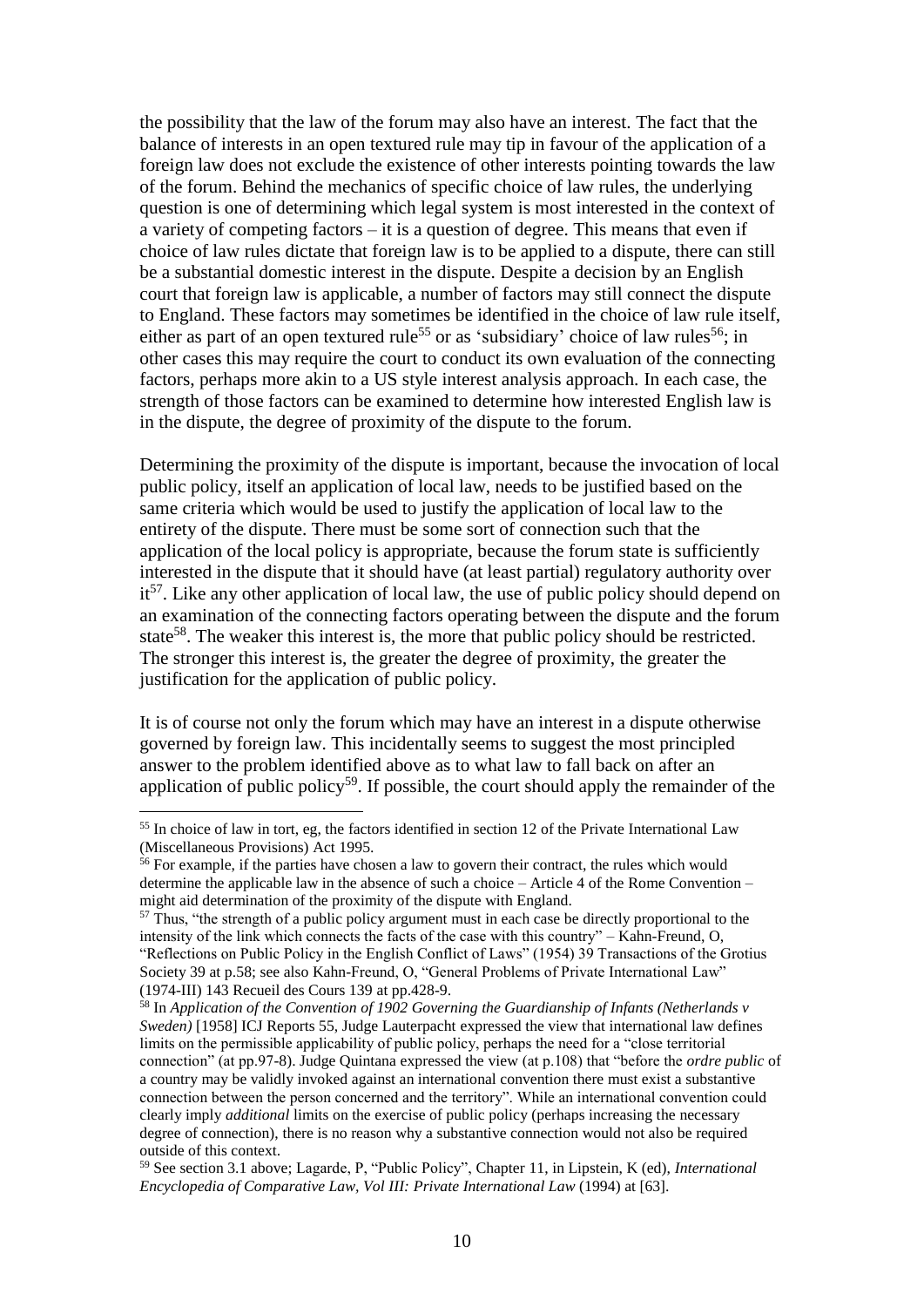the possibility that the law of the forum may also have an interest. The fact that the balance of interests in an open textured rule may tip in favour of the application of a foreign law does not exclude the existence of other interests pointing towards the law of the forum. Behind the mechanics of specific choice of law rules, the underlying question is one of determining which legal system is most interested in the context of a variety of competing factors – it is a question of degree. This means that even if choice of law rules dictate that foreign law is to be applied to a dispute, there can still be a substantial domestic interest in the dispute. Despite a decision by an English court that foreign law is applicable, a number of factors may still connect the dispute to England. These factors may sometimes be identified in the choice of law rule itself, either as part of an open textured rule[55] or as 'subsidiary' choice of law rules[56]; in other cases this may require the court to conduct its own evaluation of the connecting factors, perhaps more akin to a US style interest analysis approach. In each case, the strength of those factors can be examined to determine how interested English law is in the dispute, the degree of proximity of the dispute to the forum.

Determining the proximity of the dispute is important, because the invocation of local public policy, itself an application of local law, needs to be justified based on the same criteria which would be used to justify the application of local law to the entirety of the dispute. There must be some sort of connection such that the application of the local policy is appropriate, because the forum state is sufficiently interested in the dispute that it should have (at least partial) regulatory authority over it[57]. Like any other application of local law, the use of public policy should depend on an examination of the connecting factors operating between the dispute and the forum state[58]. The weaker this interest is, the more that public policy should be restricted. The stronger this interest is, the greater the degree of proximity, the greater the justification for the application of public policy.

It is of course not only the forum which may have an interest in a dispute otherwise governed by foreign law. This incidentally seems to suggest the most principled answer to the problem identified above as to what law to fall back on after an application of public policy[59]. If possible, the court should apply the remainder of the

---

[55] In choice of law in tort, eg, the factors identified in section 12 of the Private International Law (Miscellaneous Provisions) Act 1995.

[56] For example, if the parties have chosen a law to govern their contract, the rules which would determine the applicable law in the absence of such a choice – Article 4 of the Rome Convention – might aid determination of the proximity of the dispute with England.

[57] Thus, "the strength of a public policy argument must in each case be directly proportional to the intensity of the link which connects the facts of the case with this country" – Kahn-Freund, O, "Reflections on Public Policy in the English Conflict of Laws" (1954) 39 Transactions of the Grotius Society 39 at p.58; see also Kahn-Freund, O, "General Problems of Private International Law" (1974-III) 143 Recueil des Cours 139 at pp.428-9.

[58] In *Application of the Convention of 1902 Governing the Guardianship of Infants (Netherlands v Sweden)* [1958] ICJ Reports 55, Judge Lauterpacht expressed the view that international law defines limits on the permissible applicability of public policy, perhaps the need for a "close territorial connection" (at pp.97-8). Judge Quintana expressed the view (at p.108) that "before the *ordre public* of a country may be validly invoked against an international convention there must exist a substantive connection between the person concerned and the territory". While an international convention could clearly imply *additional* limits on the exercise of public policy (perhaps increasing the necessary degree of connection), there is no reason why a substantive connection would not also be required outside of this context.

[59] See section 3.1 above; Lagarde, P, "Public Policy", Chapter 11, in Lipstein, K (ed), *International Encyclopedia of Comparative Law, Vol III: Private International Law* (1994) at [63].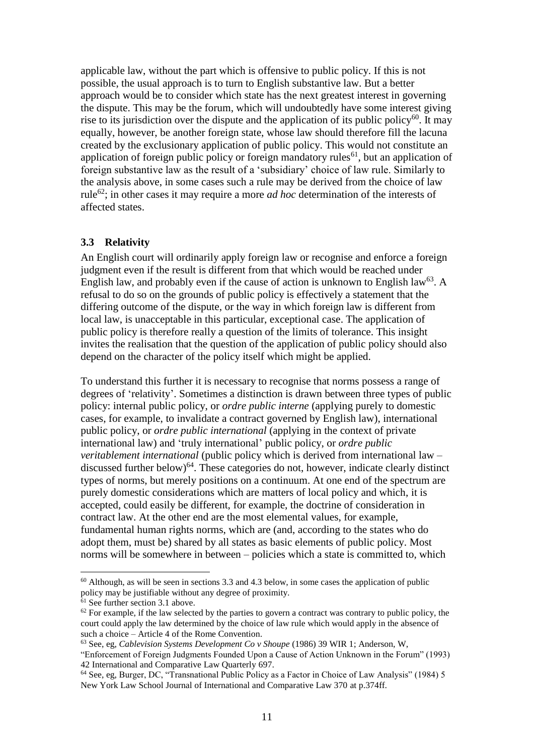applicable law, without the part which is offensive to public policy. If this is not possible, the usual approach is to turn to English substantive law. But a better approach would be to consider which state has the next greatest interest in governing the dispute. This may be the forum, which will undoubtedly have some interest giving rise to its jurisdiction over the dispute and the application of its public policy[60]. It may equally, however, be another foreign state, whose law should therefore fill the lacuna created by the exclusionary application of public policy. This would not constitute an application of foreign public policy or foreign mandatory rules[61], but an application of foreign substantive law as the result of a 'subsidiary' choice of law rule. Similarly to the analysis above, in some cases such a rule may be derived from the choice of law rule[62]; in other cases it may require a more *ad hoc* determination of the interests of affected states.

### 3.3 Relativity

An English court will ordinarily apply foreign law or recognise and enforce a foreign judgment even if the result is different from that which would be reached under English law, and probably even if the cause of action is unknown to English law[63]. A refusal to do so on the grounds of public policy is effectively a statement that the differing outcome of the dispute, or the way in which foreign law is different from local law, is unacceptable in this particular, exceptional case. The application of public policy is therefore really a question of the limits of tolerance. This insight invites the realisation that the question of the application of public policy should also depend on the character of the policy itself which might be applied.

To understand this further it is necessary to recognise that norms possess a range of degrees of 'relativity'. Sometimes a distinction is drawn between three types of public policy: internal public policy, or *ordre public interne* (applying purely to domestic cases, for example, to invalidate a contract governed by English law), international public policy, or *ordre public international* (applying in the context of private international law) and 'truly international' public policy, or *ordre public veritablement international* (public policy which is derived from international law – discussed further below)[64]. These categories do not, however, indicate clearly distinct types of norms, but merely positions on a continuum. At one end of the spectrum are purely domestic considerations which are matters of local policy and which, it is accepted, could easily be different, for example, the doctrine of consideration in contract law. At the other end are the most elemental values, for example, fundamental human rights norms, which are (and, according to the states who do adopt them, must be) shared by all states as basic elements of public policy. Most norms will be somewhere in between – policies which a state is committed to, which

---

[60] Although, as will be seen in sections 3.3 and 4.3 below, in some cases the application of public policy may be justifiable without any degree of proximity.

[61] See further section 3.1 above.

[62] For example, if the law selected by the parties to govern a contract was contrary to public policy, the court could apply the law determined by the choice of law rule which would apply in the absence of such a choice – Article 4 of the Rome Convention.

[63] See, eg, *Cablevision Systems Development Co v Shoupe* (1986) 39 WIR 1; Anderson, W, "Enforcement of Foreign Judgments Founded Upon a Cause of Action Unknown in the Forum" (1993) 42 International and Comparative Law Quarterly 697.

[64] See, eg, Burger, DC, "Transnational Public Policy as a Factor in Choice of Law Analysis" (1984) 5 New York Law School Journal of International and Comparative Law 370 at p.374ff.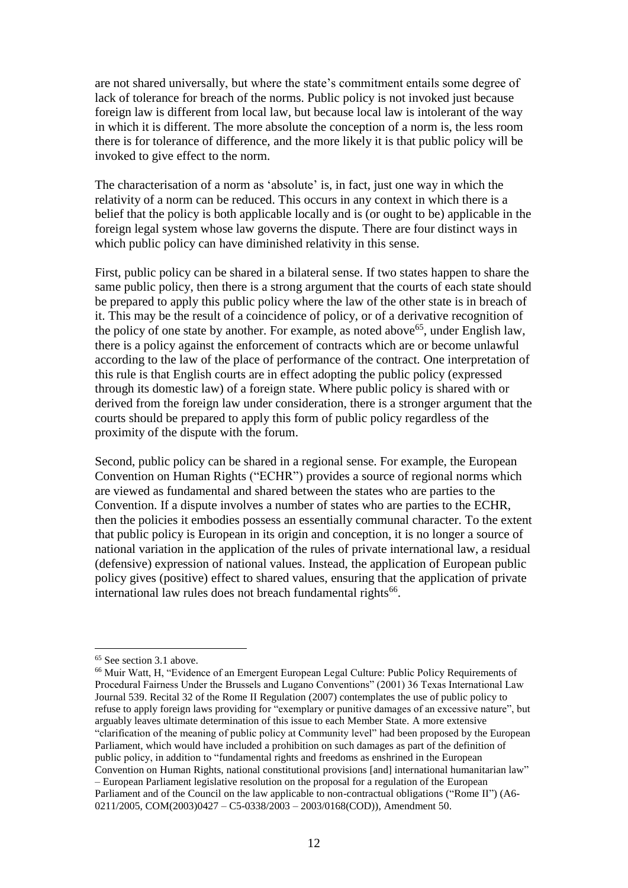are not shared universally, but where the state's commitment entails some degree of lack of tolerance for breach of the norms. Public policy is not invoked just because foreign law is different from local law, but because local law is intolerant of the way in which it is different. The more absolute the conception of a norm is, the less room there is for tolerance of difference, and the more likely it is that public policy will be invoked to give effect to the norm.

The characterisation of a norm as 'absolute' is, in fact, just one way in which the relativity of a norm can be reduced. This occurs in any context in which there is a belief that the policy is both applicable locally and is (or ought to be) applicable in the foreign legal system whose law governs the dispute. There are four distinct ways in which public policy can have diminished relativity in this sense.

First, public policy can be shared in a bilateral sense. If two states happen to share the same public policy, then there is a strong argument that the courts of each state should be prepared to apply this public policy where the law of the other state is in breach of it. This may be the result of a coincidence of policy, or of a derivative recognition of the policy of one state by another. For example, as noted above[65], under English law, there is a policy against the enforcement of contracts which are or become unlawful according to the law of the place of performance of the contract. One interpretation of this rule is that English courts are in effect adopting the public policy (expressed through its domestic law) of a foreign state. Where public policy is shared with or derived from the foreign law under consideration, there is a stronger argument that the courts should be prepared to apply this form of public policy regardless of the proximity of the dispute with the forum.

Second, public policy can be shared in a regional sense. For example, the European Convention on Human Rights ("ECHR") provides a source of regional norms which are viewed as fundamental and shared between the states who are parties to the Convention. If a dispute involves a number of states who are parties to the ECHR, then the policies it embodies possess an essentially communal character. To the extent that public policy is European in its origin and conception, it is no longer a source of national variation in the application of the rules of private international law, a residual (defensive) expression of national values. Instead, the application of European public policy gives (positive) effect to shared values, ensuring that the application of private international law rules does not breach fundamental rights[66].

---

[65] See section 3.1 above.

[66] Muir Watt, H, "Evidence of an Emergent European Legal Culture: Public Policy Requirements of Procedural Fairness Under the Brussels and Lugano Conventions" (2001) 36 Texas International Law Journal 539. Recital 32 of the Rome II Regulation (2007) contemplates the use of public policy to refuse to apply foreign laws providing for "exemplary or punitive damages of an excessive nature", but arguably leaves ultimate determination of this issue to each Member State. A more extensive "clarification of the meaning of public policy at Community level" had been proposed by the European Parliament, which would have included a prohibition on such damages as part of the definition of public policy, in addition to "fundamental rights and freedoms as enshrined in the European Convention on Human Rights, national constitutional provisions [and] international humanitarian law" – European Parliament legislative resolution on the proposal for a regulation of the European Parliament and of the Council on the law applicable to non-contractual obligations ("Rome II") (A6-0211/2005, COM(2003)0427 – C5-0338/2003 – 2003/0168(COD)), Amendment 50.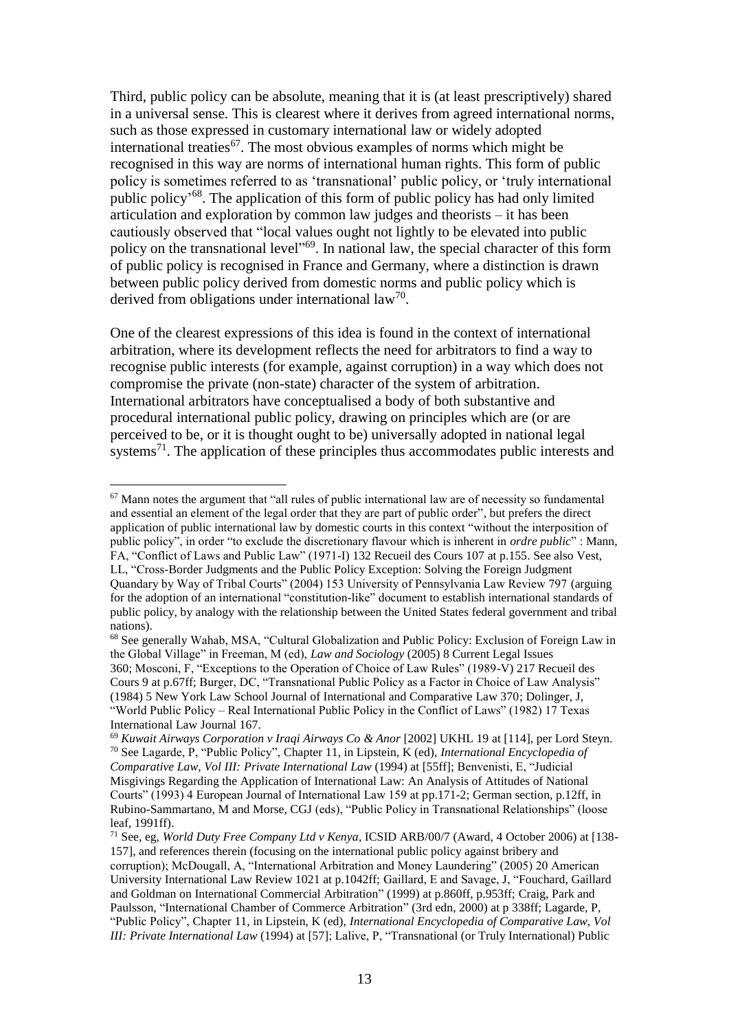Third, public policy can be absolute, meaning that it is (at least prescriptively) shared in a universal sense. This is clearest where it derives from agreed international norms, such as those expressed in customary international law or widely adopted international treaties[67]. The most obvious examples of norms which might be recognised in this way are norms of international human rights. This form of public policy is sometimes referred to as 'transnational' public policy, or 'truly international public policy'[68]. The application of this form of public policy has had only limited articulation and exploration by common law judges and theorists – it has been cautiously observed that "local values ought not lightly to be elevated into public policy on the transnational level"[69]. In national law, the special character of this form of public policy is recognised in France and Germany, where a distinction is drawn between public policy derived from domestic norms and public policy which is derived from obligations under international law[70].

One of the clearest expressions of this idea is found in the context of international arbitration, where its development reflects the need for arbitrators to find a way to recognise public interests (for example, against corruption) in a way which does not compromise the private (non-state) character of the system of arbitration. International arbitrators have conceptualised a body of both substantive and procedural international public policy, drawing on principles which are (or are perceived to be, or it is thought ought to be) universally adopted in national legal systems[71]. The application of these principles thus accommodates public interests and

---

[67] Mann notes the argument that "all rules of public international law are of necessity so fundamental and essential an element of the legal order that they are part of public order", but prefers the direct application of public international law by domestic courts in this context "without the interposition of public policy", in order "to exclude the discretionary flavour which is inherent in *ordre public*" : Mann, FA, "Conflict of Laws and Public Law" (1971-I) 132 Recueil des Cours 107 at p.155. See also Vest, LL, "Cross-Border Judgments and the Public Policy Exception: Solving the Foreign Judgment Quandary by Way of Tribal Courts" (2004) 153 University of Pennsylvania Law Review 797 (arguing for the adoption of an international "constitution-like" document to establish international standards of public policy, by analogy with the relationship between the United States federal government and tribal nations).

[68] See generally Wahab, MSA, "Cultural Globalization and Public Policy: Exclusion of Foreign Law in the Global Village" in Freeman, M (ed), *Law and Sociology* (2005) 8 Current Legal Issues 360; Mosconi, F, "Exceptions to the Operation of Choice of Law Rules" (1989-V) 217 Recueil des Cours 9 at p.67ff; Burger, DC, "Transnational Public Policy as a Factor in Choice of Law Analysis" (1984) 5 New York Law School Journal of International and Comparative Law 370; Dolinger, J, "World Public Policy – Real International Public Policy in the Conflict of Laws" (1982) 17 Texas International Law Journal 167.

[69] *Kuwait Airways Corporation v Iraqi Airways Co & Anor* [2002] UKHL 19 at [114], per Lord Steyn.

[70] See Lagarde, P, "Public Policy", Chapter 11, in Lipstein, K (ed), *International Encyclopedia of Comparative Law, Vol III: Private International Law* (1994) at [55ff]; Benvenisti, E, "Judicial Misgivings Regarding the Application of International Law: An Analysis of Attitudes of National Courts" (1993) 4 European Journal of International Law 159 at pp.171-2; German section, p.12ff, in Rubino-Sammartano, M and Morse, CGJ (eds), "Public Policy in Transnational Relationships" (loose leaf, 1991ff).

[71] See, eg, *World Duty Free Company Ltd v Kenya*, ICSID ARB/00/7 (Award, 4 October 2006) at [138-157], and references therein (focusing on the international public policy against bribery and corruption); McDougall, A, "International Arbitration and Money Laundering" (2005) 20 American University International Law Review 1021 at p.1042ff; Gaillard, E and Savage, J, "Fouchard, Gaillard and Goldman on International Commercial Arbitration" (1999) at p.860ff, p.953ff; Craig, Park and Paulsson, "International Chamber of Commerce Arbitration" (3rd edn, 2000) at p 338ff; Lagarde, P, "Public Policy", Chapter 11, in Lipstein, K (ed), *International Encyclopedia of Comparative Law, Vol III: Private International Law* (1994) at [57]; Lalive, P, "Transnational (or Truly International) Public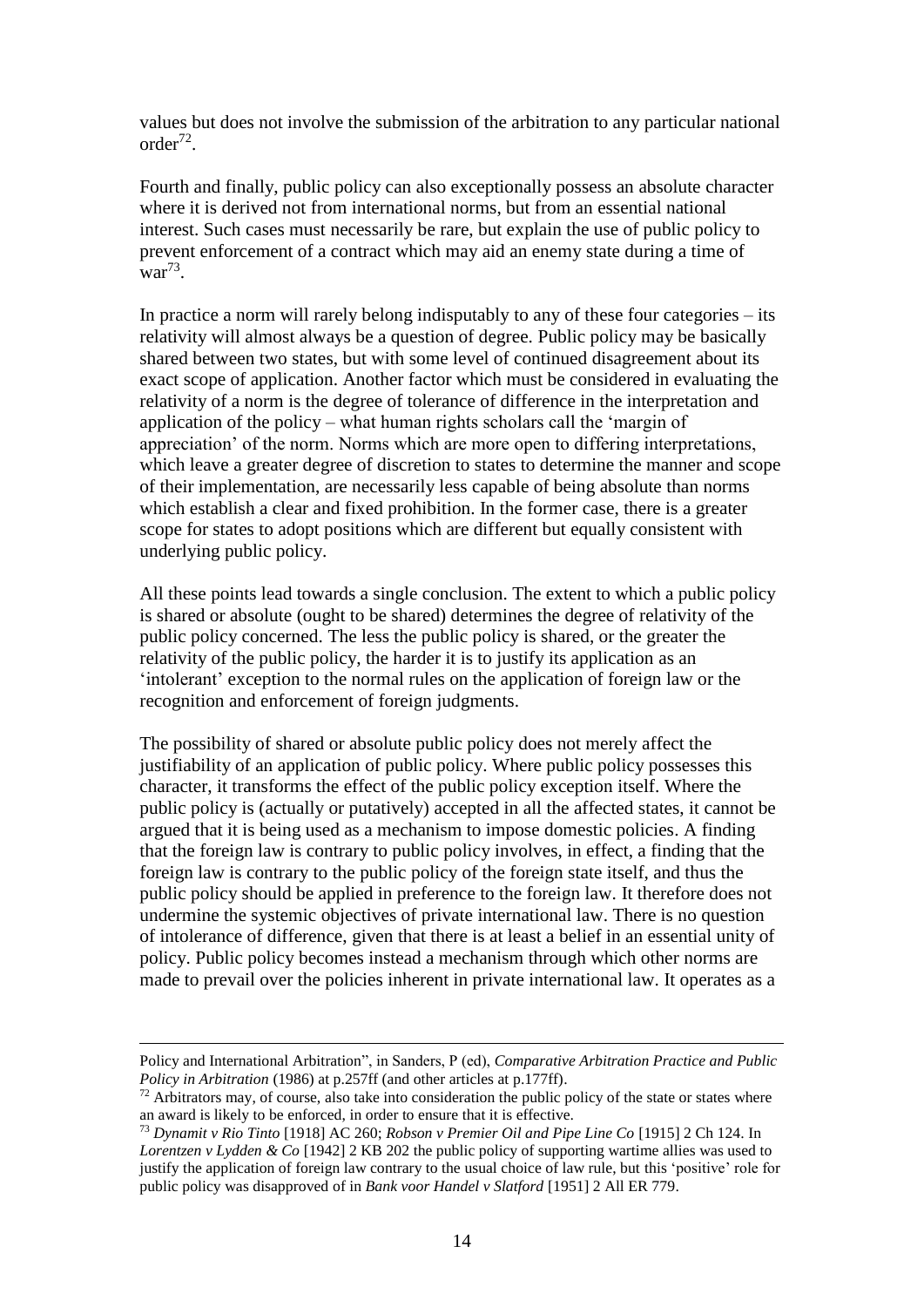values but does not involve the submission of the arbitration to any particular national order[72].

Fourth and finally, public policy can also exceptionally possess an absolute character where it is derived not from international norms, but from an essential national interest. Such cases must necessarily be rare, but explain the use of public policy to prevent enforcement of a contract which may aid an enemy state during a time of war[73].

In practice a norm will rarely belong indisputably to any of these four categories – its relativity will almost always be a question of degree. Public policy may be basically shared between two states, but with some level of continued disagreement about its exact scope of application. Another factor which must be considered in evaluating the relativity of a norm is the degree of tolerance of difference in the interpretation and application of the policy – what human rights scholars call the 'margin of appreciation' of the norm. Norms which are more open to differing interpretations, which leave a greater degree of discretion to states to determine the manner and scope of their implementation, are necessarily less capable of being absolute than norms which establish a clear and fixed prohibition. In the former case, there is a greater scope for states to adopt positions which are different but equally consistent with underlying public policy.

All these points lead towards a single conclusion. The extent to which a public policy is shared or absolute (ought to be shared) determines the degree of relativity of the public policy concerned. The less the public policy is shared, or the greater the relativity of the public policy, the harder it is to justify its application as an 'intolerant' exception to the normal rules on the application of foreign law or the recognition and enforcement of foreign judgments.

The possibility of shared or absolute public policy does not merely affect the justifiability of an application of public policy. Where public policy possesses this character, it transforms the effect of the public policy exception itself. Where the public policy is (actually or putatively) accepted in all the affected states, it cannot be argued that it is being used as a mechanism to impose domestic policies. A finding that the foreign law is contrary to public policy involves, in effect, a finding that the foreign law is contrary to the public policy of the foreign state itself, and thus the public policy should be applied in preference to the foreign law. It therefore does not undermine the systemic objectives of private international law. There is no question of intolerance of difference, given that there is at least a belief in an essential unity of policy. Public policy becomes instead a mechanism through which other norms are made to prevail over the policies inherent in private international law. It operates as a

---

Policy and International Arbitration", in Sanders, P (ed), *Comparative Arbitration Practice and Public Policy in Arbitration* (1986) at p.257ff (and other articles at p.177ff).

[72] Arbitrators may, of course, also take into consideration the public policy of the state or states where an award is likely to be enforced, in order to ensure that it is effective.

[73] *Dynamit v Rio Tinto* [1918] AC 260; *Robson v Premier Oil and Pipe Line Co* [1915] 2 Ch 124. In *Lorentzen v Lydden & Co* [1942] 2 KB 202 the public policy of supporting wartime allies was used to justify the application of foreign law contrary to the usual choice of law rule, but this 'positive' role for public policy was disapproved of in *Bank voor Handel v Slatford* [1951] 2 All ER 779.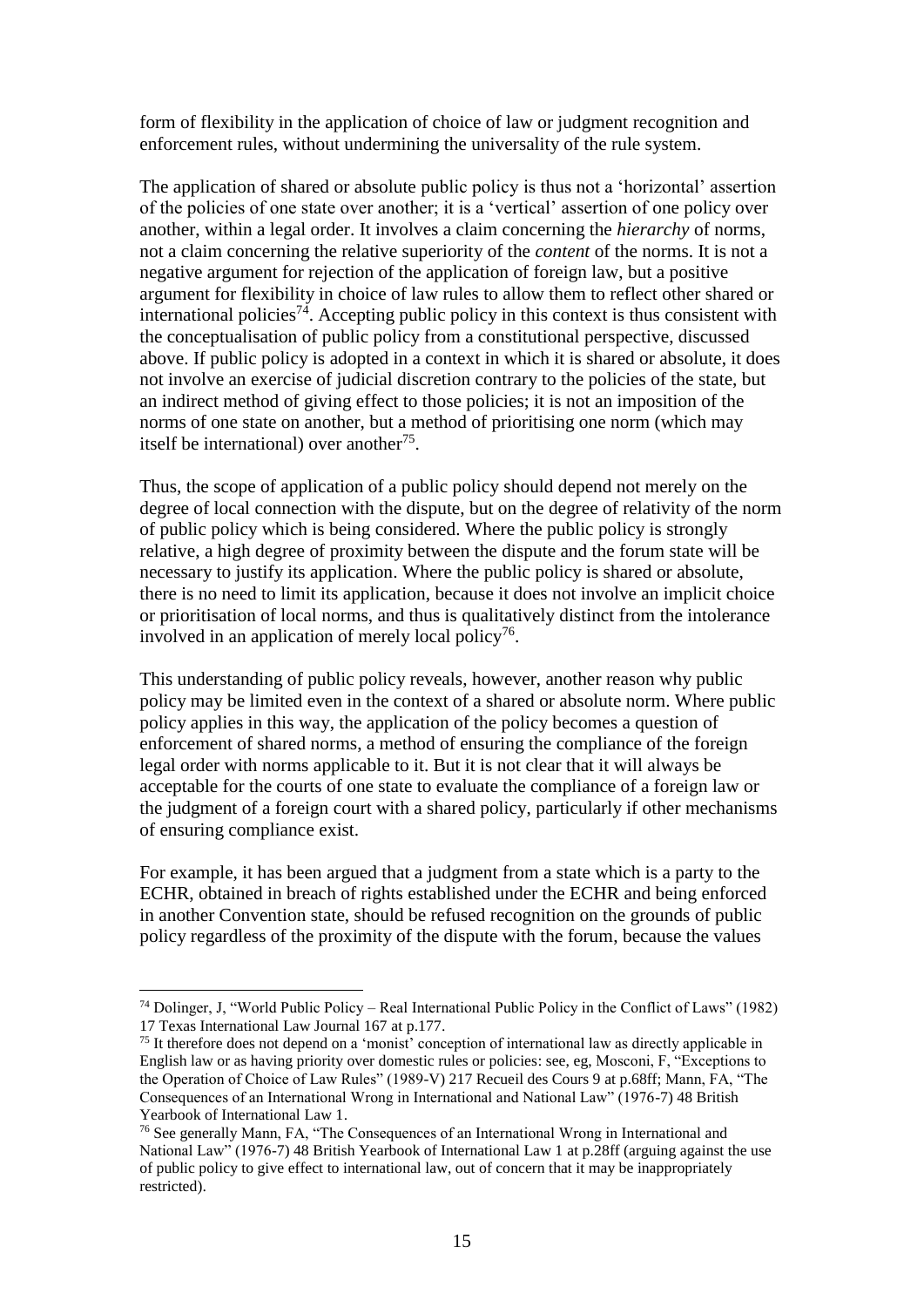form of flexibility in the application of choice of law or judgment recognition and enforcement rules, without undermining the universality of the rule system.

The application of shared or absolute public policy is thus not a 'horizontal' assertion of the policies of one state over another; it is a 'vertical' assertion of one policy over another, within a legal order. It involves a claim concerning the *hierarchy* of norms, not a claim concerning the relative superiority of the *content* of the norms. It is not a negative argument for rejection of the application of foreign law, but a positive argument for flexibility in choice of law rules to allow them to reflect other shared or international policies[74]. Accepting public policy in this context is thus consistent with the conceptualisation of public policy from a constitutional perspective, discussed above. If public policy is adopted in a context in which it is shared or absolute, it does not involve an exercise of judicial discretion contrary to the policies of the state, but an indirect method of giving effect to those policies; it is not an imposition of the norms of one state on another, but a method of prioritising one norm (which may itself be international) over another[75].

Thus, the scope of application of a public policy should depend not merely on the degree of local connection with the dispute, but on the degree of relativity of the norm of public policy which is being considered. Where the public policy is strongly relative, a high degree of proximity between the dispute and the forum state will be necessary to justify its application. Where the public policy is shared or absolute, there is no need to limit its application, because it does not involve an implicit choice or prioritisation of local norms, and thus is qualitatively distinct from the intolerance involved in an application of merely local policy[76].

This understanding of public policy reveals, however, another reason why public policy may be limited even in the context of a shared or absolute norm. Where public policy applies in this way, the application of the policy becomes a question of enforcement of shared norms, a method of ensuring the compliance of the foreign legal order with norms applicable to it. But it is not clear that it will always be acceptable for the courts of one state to evaluate the compliance of a foreign law or the judgment of a foreign court with a shared policy, particularly if other mechanisms of ensuring compliance exist.

For example, it has been argued that a judgment from a state which is a party to the ECHR, obtained in breach of rights established under the ECHR and being enforced in another Convention state, should be refused recognition on the grounds of public policy regardless of the proximity of the dispute with the forum, because the values

---

[74] Dolinger, J, "World Public Policy – Real International Public Policy in the Conflict of Laws" (1982) 17 Texas International Law Journal 167 at p.177.

[75] It therefore does not depend on a 'monist' conception of international law as directly applicable in English law or as having priority over domestic rules or policies: see, eg, Mosconi, F, "Exceptions to the Operation of Choice of Law Rules" (1989-V) 217 Recueil des Cours 9 at p.68ff; Mann, FA, "The Consequences of an International Wrong in International and National Law" (1976-7) 48 British Yearbook of International Law 1.

[76] See generally Mann, FA, "The Consequences of an International Wrong in International and National Law" (1976-7) 48 British Yearbook of International Law 1 at p.28ff (arguing against the use of public policy to give effect to international law, out of concern that it may be inappropriately restricted).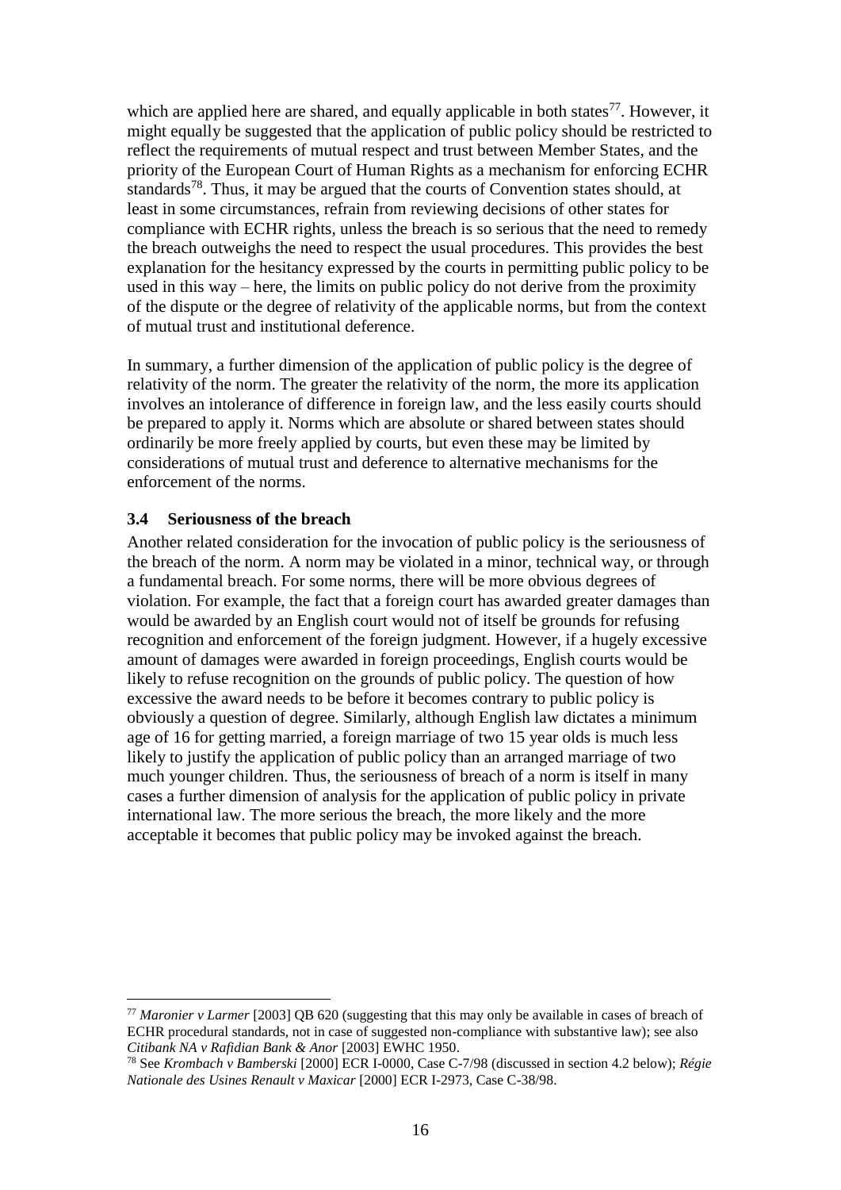which are applied here are shared, and equally applicable in both states[77]. However, it might equally be suggested that the application of public policy should be restricted to reflect the requirements of mutual respect and trust between Member States, and the priority of the European Court of Human Rights as a mechanism for enforcing ECHR standards[78]. Thus, it may be argued that the courts of Convention states should, at least in some circumstances, refrain from reviewing decisions of other states for compliance with ECHR rights, unless the breach is so serious that the need to remedy the breach outweighs the need to respect the usual procedures. This provides the best explanation for the hesitancy expressed by the courts in permitting public policy to be used in this way – here, the limits on public policy do not derive from the proximity of the dispute or the degree of relativity of the applicable norms, but from the context of mutual trust and institutional deference.

In summary, a further dimension of the application of public policy is the degree of relativity of the norm. The greater the relativity of the norm, the more its application involves an intolerance of difference in foreign law, and the less easily courts should be prepared to apply it. Norms which are absolute or shared between states should ordinarily be more freely applied by courts, but even these may be limited by considerations of mutual trust and deference to alternative mechanisms for the enforcement of the norms.

### 3.4 Seriousness of the breach

Another related consideration for the invocation of public policy is the seriousness of the breach of the norm. A norm may be violated in a minor, technical way, or through a fundamental breach. For some norms, there will be more obvious degrees of violation. For example, the fact that a foreign court has awarded greater damages than would be awarded by an English court would not of itself be grounds for refusing recognition and enforcement of the foreign judgment. However, if a hugely excessive amount of damages were awarded in foreign proceedings, English courts would be likely to refuse recognition on the grounds of public policy. The question of how excessive the award needs to be before it becomes contrary to public policy is obviously a question of degree. Similarly, although English law dictates a minimum age of 16 for getting married, a foreign marriage of two 15 year olds is much less likely to justify the application of public policy than an arranged marriage of two much younger children. Thus, the seriousness of breach of a norm is itself in many cases a further dimension of analysis for the application of public policy in private international law. The more serious the breach, the more likely and the more acceptable it becomes that public policy may be invoked against the breach.

---

[77] *Maronier v Larmer* [2003] QB 620 (suggesting that this may only be available in cases of breach of ECHR procedural standards, not in case of suggested non-compliance with substantive law); see also *Citibank NA v Rafidian Bank & Anor* [2003] EWHC 1950.

[78] See *Krombach v Bamberski* [2000] ECR I-0000, Case C-7/98 (discussed in section 4.2 below); *Régie Nationale des Usines Renault v Maxicar* [2000] ECR I-2973, Case C-38/98.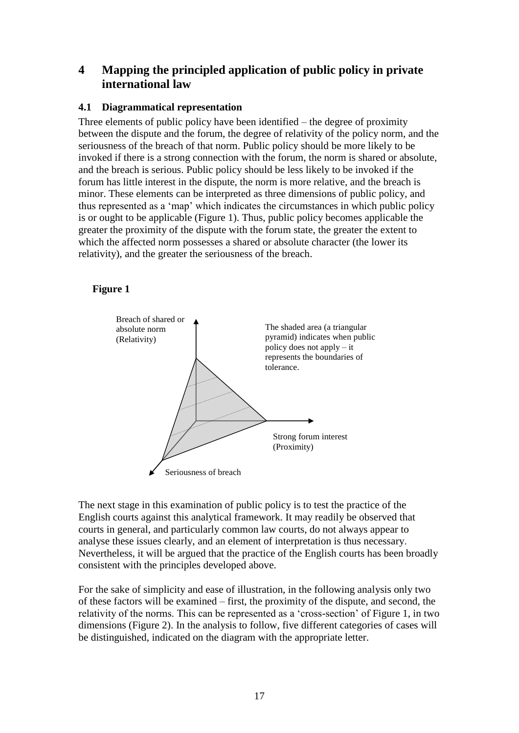## 4 Mapping the principled application of public policy in private international law

### 4.1 Diagrammatical representation

Three elements of public policy have been identified – the degree of proximity between the dispute and the forum, the degree of relativity of the policy norm, and the seriousness of the breach of that norm. Public policy should be more likely to be invoked if there is a strong connection with the forum, the norm is shared or absolute, and the breach is serious. Public policy should be less likely to be invoked if the forum has little interest in the dispute, the norm is more relative, and the breach is minor. These elements can be interpreted as three dimensions of public policy, and thus represented as a 'map' which indicates the circumstances in which public policy is or ought to be applicable (Figure 1). Thus, public policy becomes applicable the greater the proximity of the dispute with the forum state, the greater the extent to which the affected norm possesses a shared or absolute character (the lower its relativity), and the greater the seriousness of the breach.

**Figure 1**

Breach of shared or absolute norm (Relativity)

The shaded area (a triangular pyramid) indicates when public policy does not apply – it represents the boundaries of tolerance.

Strong forum interest (Proximity)

Seriousness of breach

The next stage in this examination of public policy is to test the practice of the English courts against this analytical framework. It may readily be observed that courts in general, and particularly common law courts, do not always appear to analyse these issues clearly, and an element of interpretation is thus necessary. Nevertheless, it will be argued that the practice of the English courts has been broadly consistent with the principles developed above.

For the sake of simplicity and ease of illustration, in the following analysis only two of these factors will be examined – first, the proximity of the dispute, and second, the relativity of the norms. This can be represented as a 'cross-section' of Figure 1, in two dimensions (Figure 2). In the analysis to follow, five different categories of cases will be distinguished, indicated on the diagram with the appropriate letter.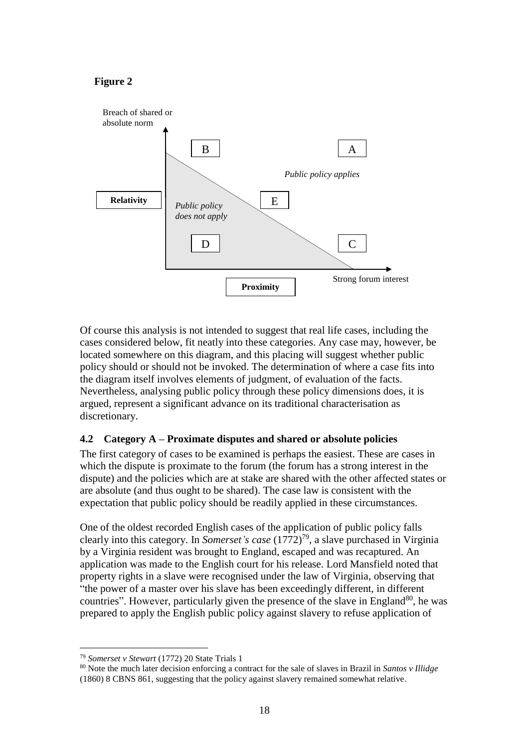**Figure 2**

Breach of shared or absolute norm

| | | |
|---|---|---|
| | B | A |
| | | *Public policy applies* |
| **Relativity** | *Public policy does not apply* | E |
| | D | C |
| | **Proximity** | Strong forum interest |

Of course this analysis is not intended to suggest that real life cases, including the cases considered below, fit neatly into these categories. Any case may, however, be located somewhere on this diagram, and this placing will suggest whether public policy should or should not be invoked. The determination of where a case fits into the diagram itself involves elements of judgment, of evaluation of the facts. Nevertheless, analysing public policy through these policy dimensions does, it is argued, represent a significant advance on its traditional characterisation as discretionary.

### 4.2 Category A – Proximate disputes and shared or absolute policies

The first category of cases to be examined is perhaps the easiest. These are cases in which the dispute is proximate to the forum (the forum has a strong interest in the dispute) and the policies which are at stake are shared with the other affected states or are absolute (and thus ought to be shared). The case law is consistent with the expectation that public policy should be readily applied in these circumstances.

One of the oldest recorded English cases of the application of public policy falls clearly into this category. In *Somerset's case* (1772)[79], a slave purchased in Virginia by a Virginia resident was brought to England, escaped and was recaptured. An application was made to the English court for his release. Lord Mansfield noted that property rights in a slave were recognised under the law of Virginia, observing that "the power of a master over his slave has been exceedingly different, in different countries". However, particularly given the presence of the slave in England[80], he was prepared to apply the English public policy against slavery to refuse application of

---

[79] *Somerset v Stewart* (1772) 20 State Trials 1

[80] Note the much later decision enforcing a contract for the sale of slaves in Brazil in *Santos v Illidge* (1860) 8 CBNS 861, suggesting that the policy against slavery remained somewhat relative.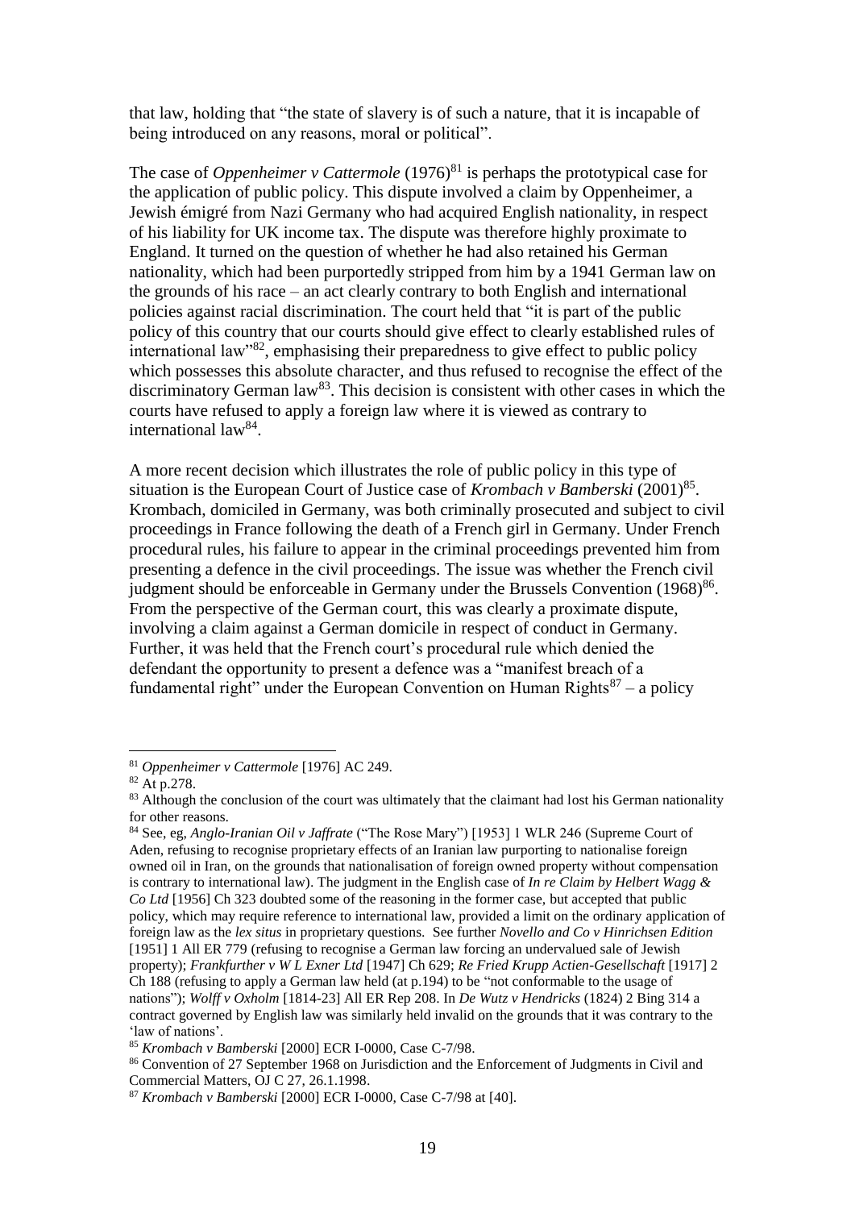that law, holding that "the state of slavery is of such a nature, that it is incapable of being introduced on any reasons, moral or political".

The case of *Oppenheimer v Cattermole* (1976)[81] is perhaps the prototypical case for the application of public policy. This dispute involved a claim by Oppenheimer, a Jewish émigré from Nazi Germany who had acquired English nationality, in respect of his liability for UK income tax. The dispute was therefore highly proximate to England. It turned on the question of whether he had also retained his German nationality, which had been purportedly stripped from him by a 1941 German law on the grounds of his race – an act clearly contrary to both English and international policies against racial discrimination. The court held that "it is part of the public policy of this country that our courts should give effect to clearly established rules of international law"[82], emphasising their preparedness to give effect to public policy which possesses this absolute character, and thus refused to recognise the effect of the discriminatory German law[83]. This decision is consistent with other cases in which the courts have refused to apply a foreign law where it is viewed as contrary to international law[84].

A more recent decision which illustrates the role of public policy in this type of situation is the European Court of Justice case of *Krombach v Bamberski* (2001)[85]. Krombach, domiciled in Germany, was both criminally prosecuted and subject to civil proceedings in France following the death of a French girl in Germany. Under French procedural rules, his failure to appear in the criminal proceedings prevented him from presenting a defence in the civil proceedings. The issue was whether the French civil judgment should be enforceable in Germany under the Brussels Convention (1968)[86]. From the perspective of the German court, this was clearly a proximate dispute, involving a claim against a German domicile in respect of conduct in Germany. Further, it was held that the French court's procedural rule which denied the defendant the opportunity to present a defence was a "manifest breach of a fundamental right" under the European Convention on Human Rights[87] – a policy

---

[81] *Oppenheimer v Cattermole* [1976] AC 249.

[82] At p.278.

[83] Although the conclusion of the court was ultimately that the claimant had lost his German nationality for other reasons.

[84] See, eg, *Anglo-Iranian Oil v Jaffrate* ("The Rose Mary") [1953] 1 WLR 246 (Supreme Court of Aden, refusing to recognise proprietary effects of an Iranian law purporting to nationalise foreign owned oil in Iran, on the grounds that nationalisation of foreign owned property without compensation is contrary to international law). The judgment in the English case of *In re Claim by Helbert Wagg & Co Ltd* [1956] Ch 323 doubted some of the reasoning in the former case, but accepted that public policy, which may require reference to international law, provided a limit on the ordinary application of foreign law as the *lex situs* in proprietary questions. See further *Novello and Co v Hinrichsen Edition* [1951] 1 All ER 779 (refusing to recognise a German law forcing an undervalued sale of Jewish property); *Frankfurther v W L Exner Ltd* [1947] Ch 629; *Re Fried Krupp Actien-Gesellschaft* [1917] 2 Ch 188 (refusing to apply a German law held (at p.194) to be "not conformable to the usage of nations"); *Wolff v Oxholm* [1814-23] All ER Rep 208. In *De Wutz v Hendricks* (1824) 2 Bing 314 a contract governed by English law was similarly held invalid on the grounds that it was contrary to the 'law of nations'.

[85] *Krombach v Bamberski* [2000] ECR I-0000, Case C-7/98.

[86] Convention of 27 September 1968 on Jurisdiction and the Enforcement of Judgments in Civil and Commercial Matters, OJ C 27, 26.1.1998.

[87] *Krombach v Bamberski* [2000] ECR I-0000, Case C-7/98 at [40].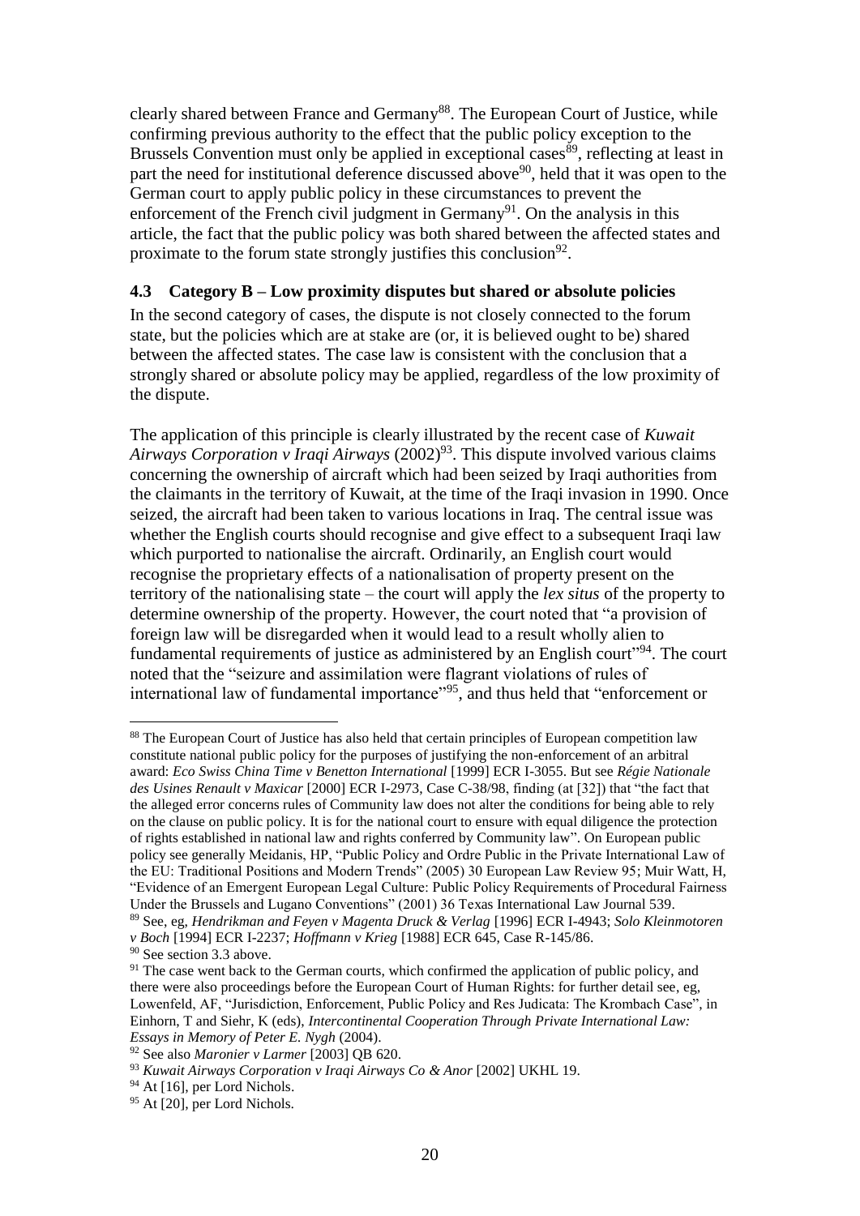clearly shared between France and Germany[88]. The European Court of Justice, while confirming previous authority to the effect that the public policy exception to the Brussels Convention must only be applied in exceptional cases[89], reflecting at least in part the need for institutional deference discussed above[90], held that it was open to the German court to apply public policy in these circumstances to prevent the enforcement of the French civil judgment in Germany[91]. On the analysis in this article, the fact that the public policy was both shared between the affected states and proximate to the forum state strongly justifies this conclusion[92].

### 4.3 Category B – Low proximity disputes but shared or absolute policies

In the second category of cases, the dispute is not closely connected to the forum state, but the policies which are at stake are (or, it is believed ought to be) shared between the affected states. The case law is consistent with the conclusion that a strongly shared or absolute policy may be applied, regardless of the low proximity of the dispute.

The application of this principle is clearly illustrated by the recent case of *Kuwait Airways Corporation v Iraqi Airways* (2002)[93]. This dispute involved various claims concerning the ownership of aircraft which had been seized by Iraqi authorities from the claimants in the territory of Kuwait, at the time of the Iraqi invasion in 1990. Once seized, the aircraft had been taken to various locations in Iraq. The central issue was whether the English courts should recognise and give effect to a subsequent Iraqi law which purported to nationalise the aircraft. Ordinarily, an English court would recognise the proprietary effects of a nationalisation of property present on the territory of the nationalising state – the court will apply the *lex situs* of the property to determine ownership of the property. However, the court noted that "a provision of foreign law will be disregarded when it would lead to a result wholly alien to fundamental requirements of justice as administered by an English court"[94]. The court noted that the "seizure and assimilation were flagrant violations of rules of international law of fundamental importance"[95], and thus held that "enforcement or

---

[88] The European Court of Justice has also held that certain principles of European competition law constitute national public policy for the purposes of justifying the non-enforcement of an arbitral award: *Eco Swiss China Time v Benetton International* [1999] ECR I-3055. But see *Régie Nationale des Usines Renault v Maxicar* [2000] ECR I-2973, Case C-38/98, finding (at [32]) that "the fact that the alleged error concerns rules of Community law does not alter the conditions for being able to rely on the clause on public policy. It is for the national court to ensure with equal diligence the protection of rights established in national law and rights conferred by Community law". On European public policy see generally Meidanis, HP, "Public Policy and Ordre Public in the Private International Law of the EU: Traditional Positions and Modern Trends" (2005) 30 European Law Review 95; Muir Watt, H, "Evidence of an Emergent European Legal Culture: Public Policy Requirements of Procedural Fairness Under the Brussels and Lugano Conventions" (2001) 36 Texas International Law Journal 539.

[89] See, eg, *Hendrikman and Feyen v Magenta Druck & Verlag* [1996] ECR I-4943; *Solo Kleinmotoren v Boch* [1994] ECR I-2237; *Hoffmann v Krieg* [1988] ECR 645, Case R-145/86.

[90] See section 3.3 above.

[91] The case went back to the German courts, which confirmed the application of public policy, and there were also proceedings before the European Court of Human Rights: for further detail see, eg, Lowenfeld, AF, "Jurisdiction, Enforcement, Public Policy and Res Judicata: The Krombach Case", in Einhorn, T and Siehr, K (eds), *Intercontinental Cooperation Through Private International Law: Essays in Memory of Peter E. Nygh* (2004).

[92] See also *Maronier v Larmer* [2003] QB 620.

[93] *Kuwait Airways Corporation v Iraqi Airways Co & Anor* [2002] UKHL 19.

[94] At [16], per Lord Nichols.

[95] At [20], per Lord Nichols.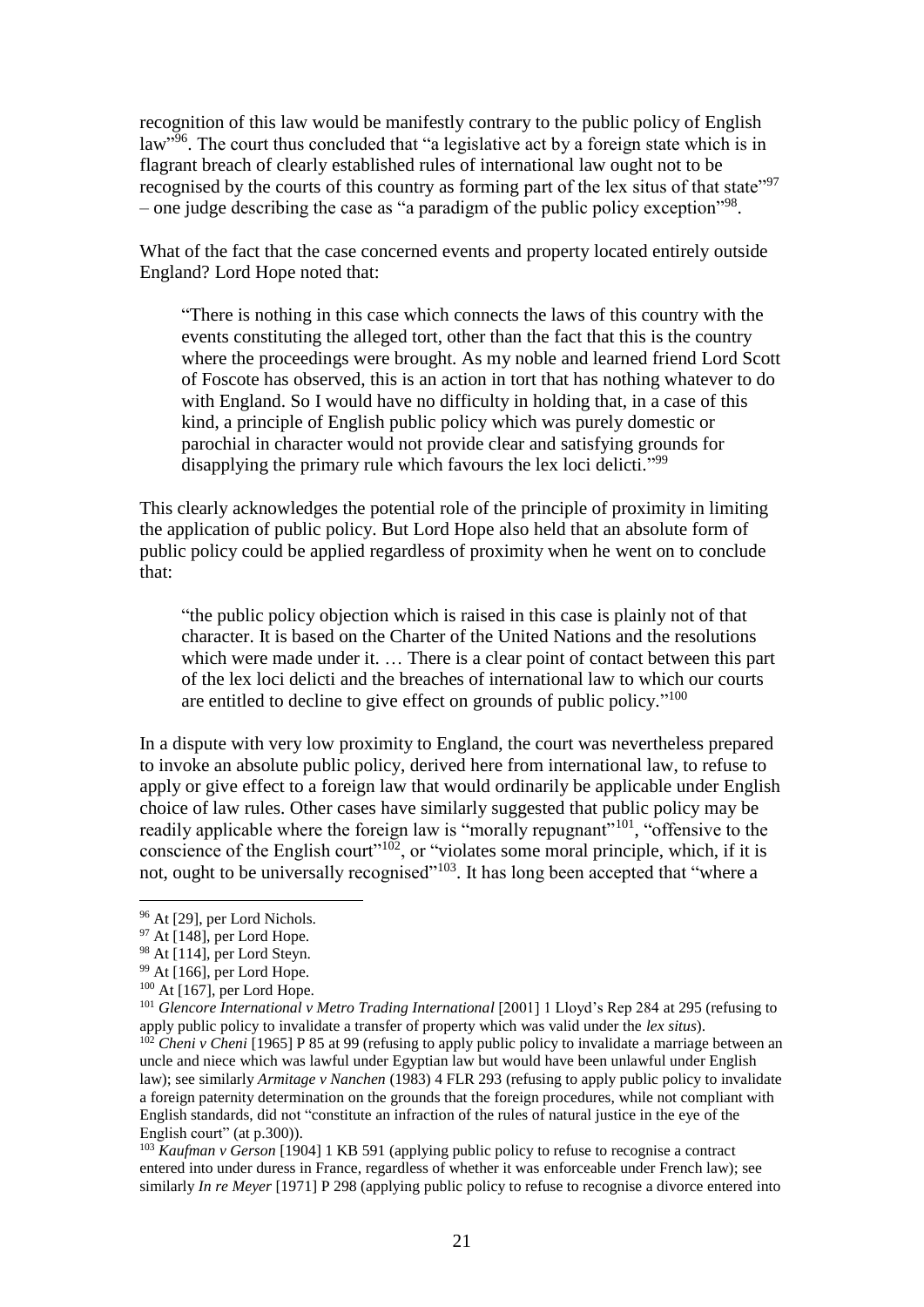recognition of this law would be manifestly contrary to the public policy of English law"[96]. The court thus concluded that "a legislative act by a foreign state which is in flagrant breach of clearly established rules of international law ought not to be recognised by the courts of this country as forming part of the lex situs of that state"[97] – one judge describing the case as "a paradigm of the public policy exception"[98].

What of the fact that the case concerned events and property located entirely outside England? Lord Hope noted that:

> "There is nothing in this case which connects the laws of this country with the events constituting the alleged tort, other than the fact that this is the country where the proceedings were brought. As my noble and learned friend Lord Scott of Foscote has observed, this is an action in tort that has nothing whatever to do with England. So I would have no difficulty in holding that, in a case of this kind, a principle of English public policy which was purely domestic or parochial in character would not provide clear and satisfying grounds for disapplying the primary rule which favours the lex loci delicti."[99]

This clearly acknowledges the potential role of the principle of proximity in limiting the application of public policy. But Lord Hope also held that an absolute form of public policy could be applied regardless of proximity when he went on to conclude that:

> "the public policy objection which is raised in this case is plainly not of that character. It is based on the Charter of the United Nations and the resolutions which were made under it. … There is a clear point of contact between this part of the lex loci delicti and the breaches of international law to which our courts are entitled to decline to give effect on grounds of public policy."[100]

In a dispute with very low proximity to England, the court was nevertheless prepared to invoke an absolute public policy, derived here from international law, to refuse to apply or give effect to a foreign law that would ordinarily be applicable under English choice of law rules. Other cases have similarly suggested that public policy may be readily applicable where the foreign law is "morally repugnant"[101], "offensive to the conscience of the English court"[102], or "violates some moral principle, which, if it is not, ought to be universally recognised"[103]. It has long been accepted that "where a

---

[96] At [29], per Lord Nichols.

[97] At [148], per Lord Hope.

[98] At [114], per Lord Steyn.

[99] At [166], per Lord Hope.

[100] At [167], per Lord Hope.

[101] *Glencore International v Metro Trading International* [2001] 1 Lloyd's Rep 284 at 295 (refusing to apply public policy to invalidate a transfer of property which was valid under the *lex situs*).

[102] *Cheni v Cheni* [1965] P 85 at 99 (refusing to apply public policy to invalidate a marriage between an uncle and niece which was lawful under Egyptian law but would have been unlawful under English law); see similarly *Armitage v Nanchen* (1983) 4 FLR 293 (refusing to apply public policy to invalidate a foreign paternity determination on the grounds that the foreign procedures, while not compliant with English standards, did not "constitute an infraction of the rules of natural justice in the eye of the English court" (at p.300)).

[103] *Kaufman v Gerson* [1904] 1 KB 591 (applying public policy to refuse to recognise a contract entered into under duress in France, regardless of whether it was enforceable under French law); see similarly *In re Meyer* [1971] P 298 (applying public policy to refuse to recognise a divorce entered into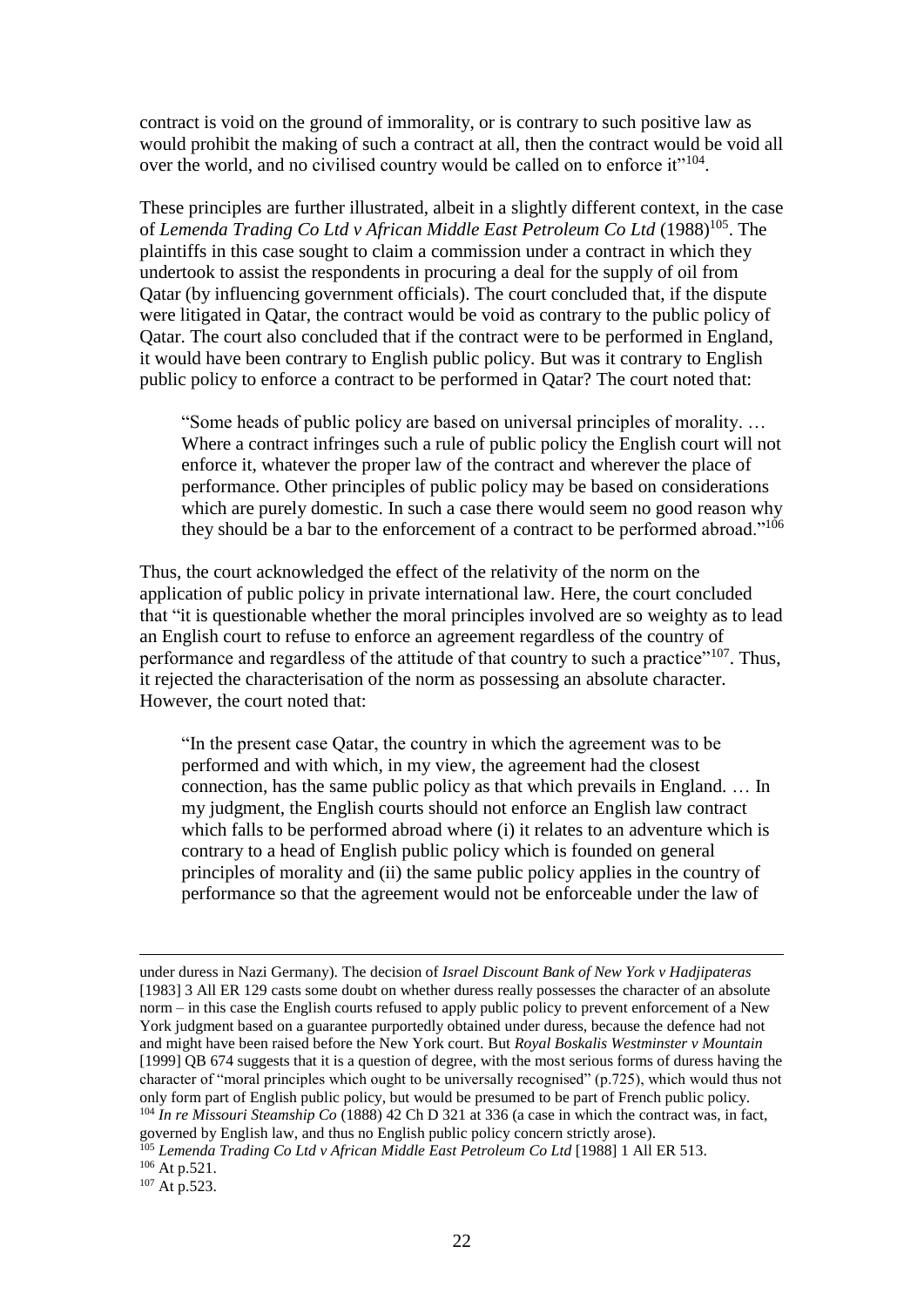contract is void on the ground of immorality, or is contrary to such positive law as would prohibit the making of such a contract at all, then the contract would be void all over the world, and no civilised country would be called on to enforce it"[104].

These principles are further illustrated, albeit in a slightly different context, in the case of *Lemenda Trading Co Ltd v African Middle East Petroleum Co Ltd* (1988)[105]. The plaintiffs in this case sought to claim a commission under a contract in which they undertook to assist the respondents in procuring a deal for the supply of oil from Qatar (by influencing government officials). The court concluded that, if the dispute were litigated in Qatar, the contract would be void as contrary to the public policy of Qatar. The court also concluded that if the contract were to be performed in England, it would have been contrary to English public policy. But was it contrary to English public policy to enforce a contract to be performed in Qatar? The court noted that:

> "Some heads of public policy are based on universal principles of morality. … Where a contract infringes such a rule of public policy the English court will not enforce it, whatever the proper law of the contract and wherever the place of performance. Other principles of public policy may be based on considerations which are purely domestic. In such a case there would seem no good reason why they should be a bar to the enforcement of a contract to be performed abroad."[106]

Thus, the court acknowledged the effect of the relativity of the norm on the application of public policy in private international law. Here, the court concluded that "it is questionable whether the moral principles involved are so weighty as to lead an English court to refuse to enforce an agreement regardless of the country of performance and regardless of the attitude of that country to such a practice"[107]. Thus, it rejected the characterisation of the norm as possessing an absolute character. However, the court noted that:

> "In the present case Qatar, the country in which the agreement was to be performed and with which, in my view, the agreement had the closest connection, has the same public policy as that which prevails in England. … In my judgment, the English courts should not enforce an English law contract which falls to be performed abroad where (i) it relates to an adventure which is contrary to a head of English public policy which is founded on general principles of morality and (ii) the same public policy applies in the country of performance so that the agreement would not be enforceable under the law of

---

under duress in Nazi Germany). The decision of *Israel Discount Bank of New York v Hadjipateras* [1983] 3 All ER 129 casts some doubt on whether duress really possesses the character of an absolute norm – in this case the English courts refused to apply public policy to prevent enforcement of a New York judgment based on a guarantee purportedly obtained under duress, because the defence had not and might have been raised before the New York court. But *Royal Boskalis Westminster v Mountain* [1999] QB 674 suggests that it is a question of degree, with the most serious forms of duress having the character of "moral principles which ought to be universally recognised" (p.725), which would thus not only form part of English public policy, but would be presumed to be part of French public policy.

[104] *In re Missouri Steamship Co* (1888) 42 Ch D 321 at 336 (a case in which the contract was, in fact, governed by English law, and thus no English public policy concern strictly arose).

[105] *Lemenda Trading Co Ltd v African Middle East Petroleum Co Ltd* [1988] 1 All ER 513.

[106] At p.521.

[107] At p.523.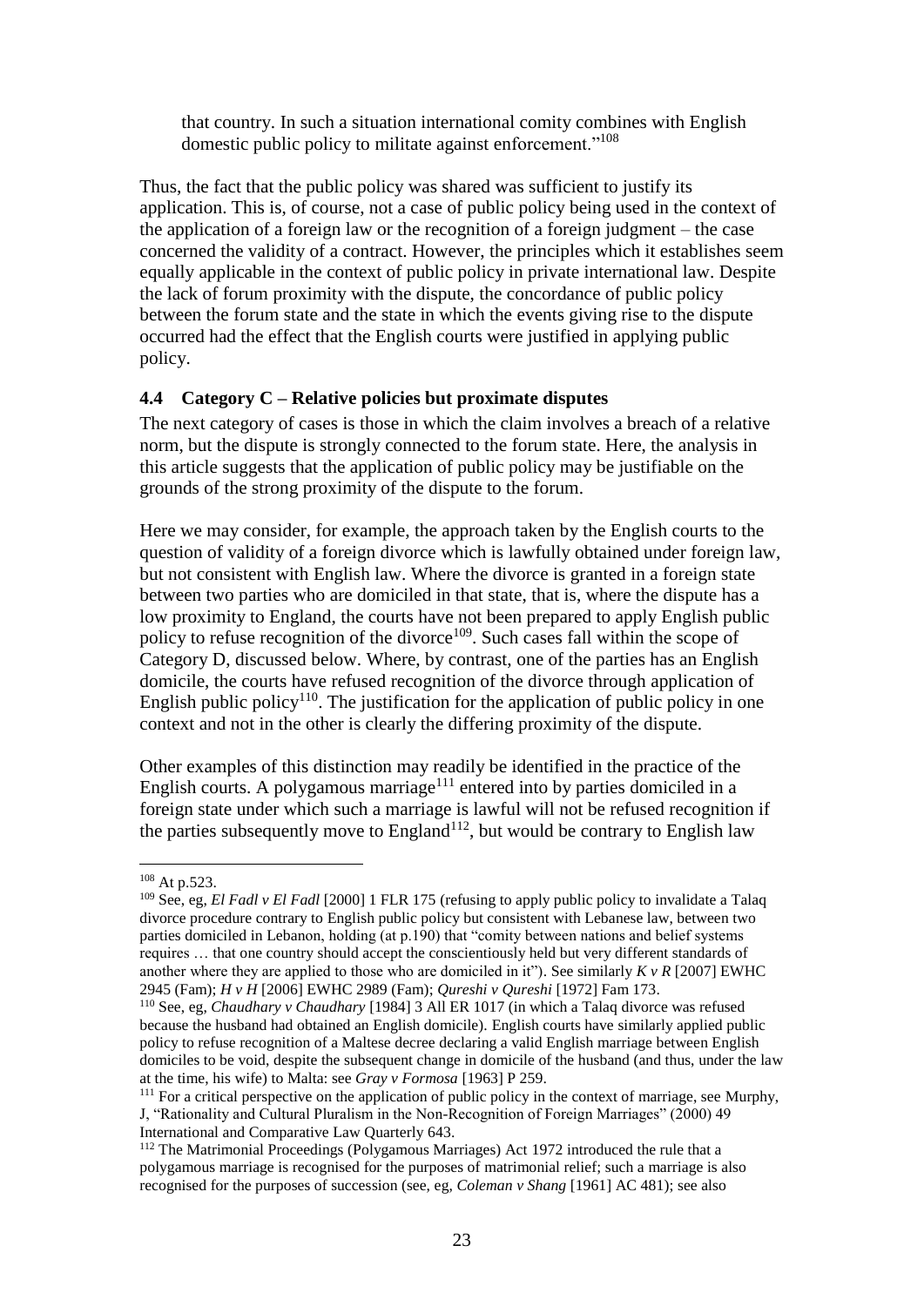that country. In such a situation international comity combines with English domestic public policy to militate against enforcement."[108]

Thus, the fact that the public policy was shared was sufficient to justify its application. This is, of course, not a case of public policy being used in the context of the application of a foreign law or the recognition of a foreign judgment – the case concerned the validity of a contract. However, the principles which it establishes seem equally applicable in the context of public policy in private international law. Despite the lack of forum proximity with the dispute, the concordance of public policy between the forum state and the state in which the events giving rise to the dispute occurred had the effect that the English courts were justified in applying public policy.

### 4.4 Category C – Relative policies but proximate disputes

The next category of cases is those in which the claim involves a breach of a relative norm, but the dispute is strongly connected to the forum state. Here, the analysis in this article suggests that the application of public policy may be justifiable on the grounds of the strong proximity of the dispute to the forum.

Here we may consider, for example, the approach taken by the English courts to the question of validity of a foreign divorce which is lawfully obtained under foreign law, but not consistent with English law. Where the divorce is granted in a foreign state between two parties who are domiciled in that state, that is, where the dispute has a low proximity to England, the courts have not been prepared to apply English public policy to refuse recognition of the divorce[109]. Such cases fall within the scope of Category D, discussed below. Where, by contrast, one of the parties has an English domicile, the courts have refused recognition of the divorce through application of English public policy[110]. The justification for the application of public policy in one context and not in the other is clearly the differing proximity of the dispute.

Other examples of this distinction may readily be identified in the practice of the English courts. A polygamous marriage[111] entered into by parties domiciled in a foreign state under which such a marriage is lawful will not be refused recognition if the parties subsequently move to England[112], but would be contrary to English law

---

[108] At p.523.

[109] See, eg, *El Fadl v El Fadl* [2000] 1 FLR 175 (refusing to apply public policy to invalidate a Talaq divorce procedure contrary to English public policy but consistent with Lebanese law, between two parties domiciled in Lebanon, holding (at p.190) that "comity between nations and belief systems requires … that one country should accept the conscientiously held but very different standards of another where they are applied to those who are domiciled in it"). See similarly *K v R* [2007] EWHC 2945 (Fam); *H v H* [2006] EWHC 2989 (Fam); *Qureshi v Qureshi* [1972] Fam 173.

[110] See, eg, *Chaudhary v Chaudhary* [1984] 3 All ER 1017 (in which a Talaq divorce was refused because the husband had obtained an English domicile). English courts have similarly applied public policy to refuse recognition of a Maltese decree declaring a valid English marriage between English domiciles to be void, despite the subsequent change in domicile of the husband (and thus, under the law at the time, his wife) to Malta: see *Gray v Formosa* [1963] P 259.

[111] For a critical perspective on the application of public policy in the context of marriage, see Murphy, J, "Rationality and Cultural Pluralism in the Non-Recognition of Foreign Marriages" (2000) 49 International and Comparative Law Quarterly 643.

[112] The Matrimonial Proceedings (Polygamous Marriages) Act 1972 introduced the rule that a polygamous marriage is recognised for the purposes of matrimonial relief; such a marriage is also recognised for the purposes of succession (see, eg, *Coleman v Shang* [1961] AC 481); see also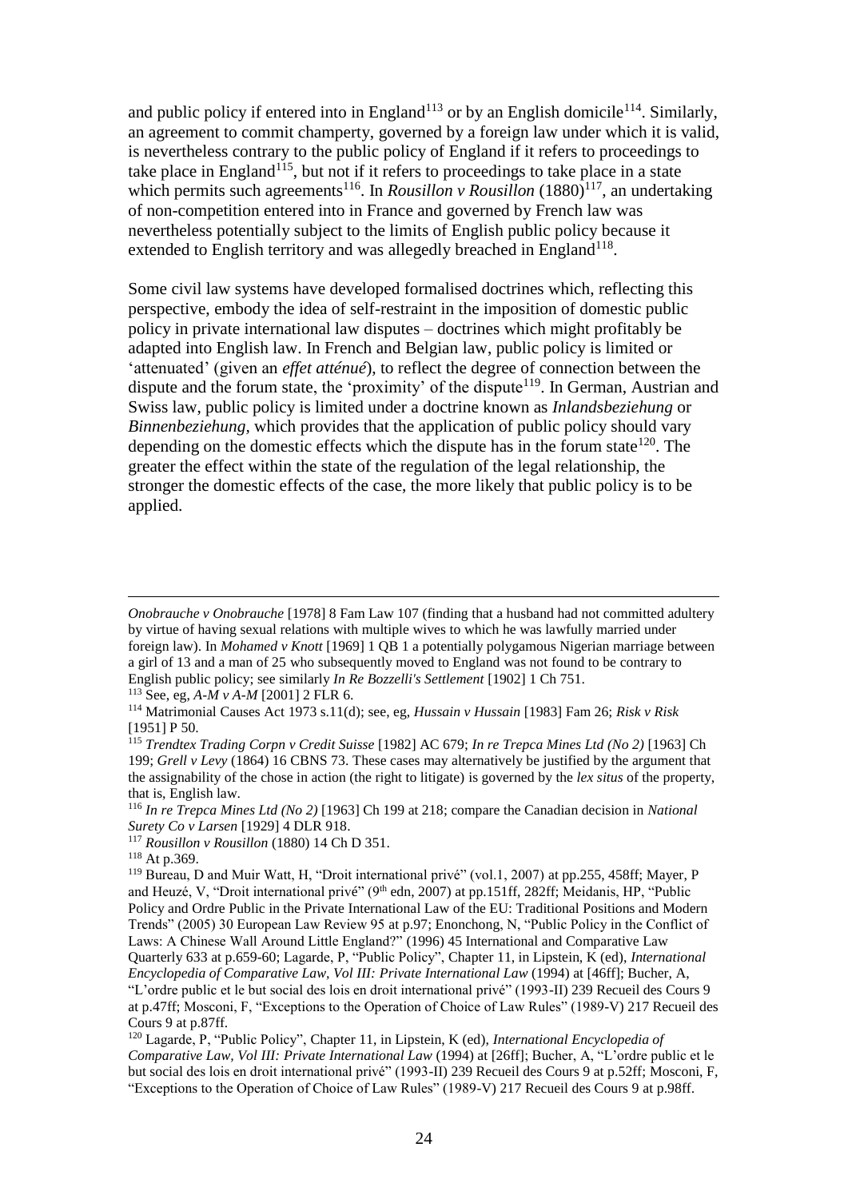and public policy if entered into in England[113] or by an English domicile[114]. Similarly, an agreement to commit champerty, governed by a foreign law under which it is valid, is nevertheless contrary to the public policy of England if it refers to proceedings to take place in England[115], but not if it refers to proceedings to take place in a state which permits such agreements[116]. In *Rousillon v Rousillon* (1880)[117], an undertaking of non-competition entered into in France and governed by French law was nevertheless potentially subject to the limits of English public policy because it extended to English territory and was allegedly breached in England[118].

Some civil law systems have developed formalised doctrines which, reflecting this perspective, embody the idea of self-restraint in the imposition of domestic public policy in private international law disputes – doctrines which might profitably be adapted into English law. In French and Belgian law, public policy is limited or 'attenuated' (given an *effet atténué*), to reflect the degree of connection between the dispute and the forum state, the 'proximity' of the dispute[119]. In German, Austrian and Swiss law, public policy is limited under a doctrine known as *Inlandsbeziehung* or *Binnenbeziehung*, which provides that the application of public policy should vary depending on the domestic effects which the dispute has in the forum state[120]. The greater the effect within the state of the regulation of the legal relationship, the stronger the domestic effects of the case, the more likely that public policy is to be applied.

---

*Onobrauche v Onobrauche* [1978] 8 Fam Law 107 (finding that a husband had not committed adultery by virtue of having sexual relations with multiple wives to which he was lawfully married under foreign law). In *Mohamed v Knott* [1969] 1 QB 1 a potentially polygamous Nigerian marriage between a girl of 13 and a man of 25 who subsequently moved to England was not found to be contrary to English public policy; see similarly *In Re Bozzelli's Settlement* [1902] 1 Ch 751.

[113] See, eg, *A-M v A-M* [2001] 2 FLR 6.

[114] Matrimonial Causes Act 1973 s.11(d); see, eg, *Hussain v Hussain* [1983] Fam 26; *Risk v Risk* [1951] P 50.

[115] *Trendtex Trading Corpn v Credit Suisse* [1982] AC 679; *In re Trepca Mines Ltd (No 2)* [1963] Ch 199; *Grell v Levy* (1864) 16 CBNS 73. These cases may alternatively be justified by the argument that the assignability of the chose in action (the right to litigate) is governed by the *lex situs* of the property, that is, English law.

[116] *In re Trepca Mines Ltd (No 2)* [1963] Ch 199 at 218; compare the Canadian decision in *National Surety Co v Larsen* [1929] 4 DLR 918.

[117] *Rousillon v Rousillon* (1880) 14 Ch D 351.

[118] At p.369.

[119] Bureau, D and Muir Watt, H, "Droit international privé" (vol.1, 2007) at pp.255, 458ff; Mayer, P and Heuzé, V, "Droit international privé" (9th edn, 2007) at pp.151ff, 282ff; Meidanis, HP, "Public Policy and Ordre Public in the Private International Law of the EU: Traditional Positions and Modern Trends" (2005) 30 European Law Review 95 at p.97; Enonchong, N, "Public Policy in the Conflict of Laws: A Chinese Wall Around Little England?" (1996) 45 International and Comparative Law Quarterly 633 at p.659-60; Lagarde, P, "Public Policy", Chapter 11, in Lipstein, K (ed), *International Encyclopedia of Comparative Law, Vol III: Private International Law* (1994) at [46ff]; Bucher, A, "L'ordre public et le but social des lois en droit international privé" (1993-II) 239 Recueil des Cours 9 at p.47ff; Mosconi, F, "Exceptions to the Operation of Choice of Law Rules" (1989-V) 217 Recueil des Cours 9 at p.87ff.

[120] Lagarde, P, "Public Policy", Chapter 11, in Lipstein, K (ed), *International Encyclopedia of Comparative Law, Vol III: Private International Law* (1994) at [26ff]; Bucher, A, "L'ordre public et le but social des lois en droit international privé" (1993-II) 239 Recueil des Cours 9 at p.52ff; Mosconi, F, "Exceptions to the Operation of Choice of Law Rules" (1989-V) 217 Recueil des Cours 9 at p.98ff.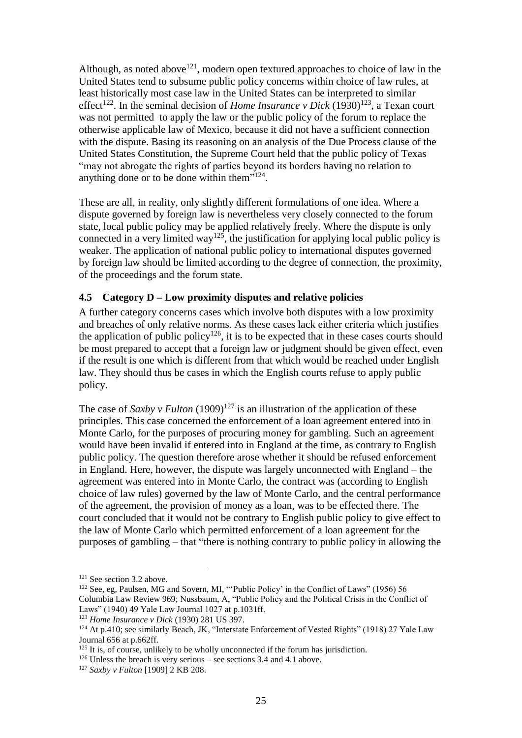Although, as noted above[121], modern open textured approaches to choice of law in the United States tend to subsume public policy concerns within choice of law rules, at least historically most case law in the United States can be interpreted to similar effect[122]. In the seminal decision of *Home Insurance v Dick* (1930)[123], a Texan court was not permitted to apply the law or the public policy of the forum to replace the otherwise applicable law of Mexico, because it did not have a sufficient connection with the dispute. Basing its reasoning on an analysis of the Due Process clause of the United States Constitution, the Supreme Court held that the public policy of Texas "may not abrogate the rights of parties beyond its borders having no relation to anything done or to be done within them"[124].

These are all, in reality, only slightly different formulations of one idea. Where a dispute governed by foreign law is nevertheless very closely connected to the forum state, local public policy may be applied relatively freely. Where the dispute is only connected in a very limited way[125], the justification for applying local public policy is weaker. The application of national public policy to international disputes governed by foreign law should be limited according to the degree of connection, the proximity, of the proceedings and the forum state.

### 4.5 Category D – Low proximity disputes and relative policies

A further category concerns cases which involve both disputes with a low proximity and breaches of only relative norms. As these cases lack either criteria which justifies the application of public policy[126], it is to be expected that in these cases courts should be most prepared to accept that a foreign law or judgment should be given effect, even if the result is one which is different from that which would be reached under English law. They should thus be cases in which the English courts refuse to apply public policy.

The case of *Saxby v Fulton* (1909)[127] is an illustration of the application of these principles. This case concerned the enforcement of a loan agreement entered into in Monte Carlo, for the purposes of procuring money for gambling. Such an agreement would have been invalid if entered into in England at the time, as contrary to English public policy. The question therefore arose whether it should be refused enforcement in England. Here, however, the dispute was largely unconnected with England – the agreement was entered into in Monte Carlo, the contract was (according to English choice of law rules) governed by the law of Monte Carlo, and the central performance of the agreement, the provision of money as a loan, was to be effected there. The court concluded that it would not be contrary to English public policy to give effect to the law of Monte Carlo which permitted enforcement of a loan agreement for the purposes of gambling – that "there is nothing contrary to public policy in allowing the

---

[121] See section 3.2 above.

[122] See, eg, Paulsen, MG and Sovern, MI, "'Public Policy' in the Conflict of Laws" (1956) 56 Columbia Law Review 969; Nussbaum, A, "Public Policy and the Political Crisis in the Conflict of Laws" (1940) 49 Yale Law Journal 1027 at p.1031ff.

[123] *Home Insurance v Dick* (1930) 281 US 397.

[124] At p.410; see similarly Beach, JK, "Interstate Enforcement of Vested Rights" (1918) 27 Yale Law Journal 656 at p.662ff.

[125] It is, of course, unlikely to be wholly unconnected if the forum has jurisdiction.

[126] Unless the breach is very serious – see sections 3.4 and 4.1 above.

[127] *Saxby v Fulton* [1909] 2 KB 208.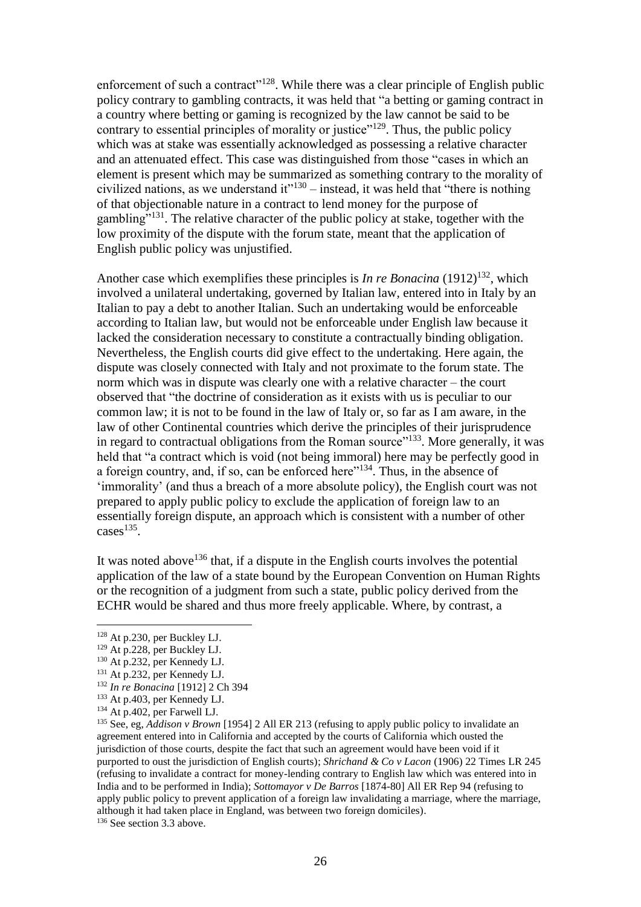enforcement of such a contract"[128]. While there was a clear principle of English public policy contrary to gambling contracts, it was held that "a betting or gaming contract in a country where betting or gaming is recognized by the law cannot be said to be contrary to essential principles of morality or justice"[129]. Thus, the public policy which was at stake was essentially acknowledged as possessing a relative character and an attenuated effect. This case was distinguished from those "cases in which an element is present which may be summarized as something contrary to the morality of civilized nations, as we understand it"[130] – instead, it was held that "there is nothing of that objectionable nature in a contract to lend money for the purpose of gambling"[131]. The relative character of the public policy at stake, together with the low proximity of the dispute with the forum state, meant that the application of English public policy was unjustified.

Another case which exemplifies these principles is *In re Bonacina* (1912)[132], which involved a unilateral undertaking, governed by Italian law, entered into in Italy by an Italian to pay a debt to another Italian. Such an undertaking would be enforceable according to Italian law, but would not be enforceable under English law because it lacked the consideration necessary to constitute a contractually binding obligation. Nevertheless, the English courts did give effect to the undertaking. Here again, the dispute was closely connected with Italy and not proximate to the forum state. The norm which was in dispute was clearly one with a relative character – the court observed that "the doctrine of consideration as it exists with us is peculiar to our common law; it is not to be found in the law of Italy or, so far as I am aware, in the law of other Continental countries which derive the principles of their jurisprudence in regard to contractual obligations from the Roman source"[133]. More generally, it was held that "a contract which is void (not being immoral) here may be perfectly good in a foreign country, and, if so, can be enforced here"[134]. Thus, in the absence of 'immorality' (and thus a breach of a more absolute policy), the English court was not prepared to apply public policy to exclude the application of foreign law to an essentially foreign dispute, an approach which is consistent with a number of other cases[135].

It was noted above[136] that, if a dispute in the English courts involves the potential application of the law of a state bound by the European Convention on Human Rights or the recognition of a judgment from such a state, public policy derived from the ECHR would be shared and thus more freely applicable. Where, by contrast, a

---

[128] At p.230, per Buckley LJ.

[129] At p.228, per Buckley LJ.

[130] At p.232, per Kennedy LJ.

[131] At p.232, per Kennedy LJ.

[132] *In re Bonacina* [1912] 2 Ch 394

[133] At p.403, per Kennedy LJ.

[134] At p.402, per Farwell LJ.

[135] See, eg, *Addison v Brown* [1954] 2 All ER 213 (refusing to apply public policy to invalidate an agreement entered into in California and accepted by the courts of California which ousted the jurisdiction of those courts, despite the fact that such an agreement would have been void if it purported to oust the jurisdiction of English courts); *Shrichand & Co v Lacon* (1906) 22 Times LR 245 (refusing to invalidate a contract for money-lending contrary to English law which was entered into in India and to be performed in India); *Sottomayor v De Barros* [1874-80] All ER Rep 94 (refusing to apply public policy to prevent application of a foreign law invalidating a marriage, where the marriage, although it had taken place in England, was between two foreign domiciles).

[136] See section 3.3 above.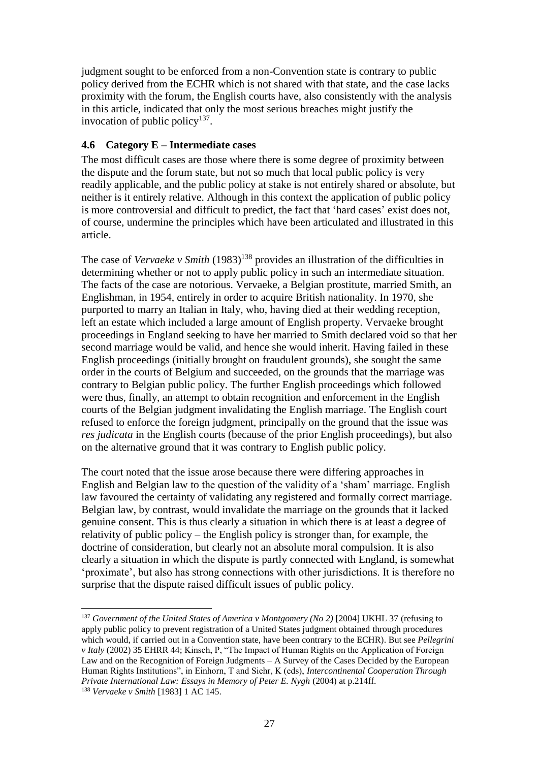judgment sought to be enforced from a non-Convention state is contrary to public policy derived from the ECHR which is not shared with that state, and the case lacks proximity with the forum, the English courts have, also consistently with the analysis in this article, indicated that only the most serious breaches might justify the invocation of public policy[137].

### 4.6 Category E – Intermediate cases

The most difficult cases are those where there is some degree of proximity between the dispute and the forum state, but not so much that local public policy is very readily applicable, and the public policy at stake is not entirely shared or absolute, but neither is it entirely relative. Although in this context the application of public policy is more controversial and difficult to predict, the fact that 'hard cases' exist does not, of course, undermine the principles which have been articulated and illustrated in this article.

The case of *Vervaeke v Smith* (1983)[138] provides an illustration of the difficulties in determining whether or not to apply public policy in such an intermediate situation. The facts of the case are notorious. Vervaeke, a Belgian prostitute, married Smith, an Englishman, in 1954, entirely in order to acquire British nationality. In 1970, she purported to marry an Italian in Italy, who, having died at their wedding reception, left an estate which included a large amount of English property. Vervaeke brought proceedings in England seeking to have her married to Smith declared void so that her second marriage would be valid, and hence she would inherit. Having failed in these English proceedings (initially brought on fraudulent grounds), she sought the same order in the courts of Belgium and succeeded, on the grounds that the marriage was contrary to Belgian public policy. The further English proceedings which followed were thus, finally, an attempt to obtain recognition and enforcement in the English courts of the Belgian judgment invalidating the English marriage. The English court refused to enforce the foreign judgment, principally on the ground that the issue was *res judicata* in the English courts (because of the prior English proceedings), but also on the alternative ground that it was contrary to English public policy.

The court noted that the issue arose because there were differing approaches in English and Belgian law to the question of the validity of a 'sham' marriage. English law favoured the certainty of validating any registered and formally correct marriage. Belgian law, by contrast, would invalidate the marriage on the grounds that it lacked genuine consent. This is thus clearly a situation in which there is at least a degree of relativity of public policy – the English policy is stronger than, for example, the doctrine of consideration, but clearly not an absolute moral compulsion. It is also clearly a situation in which the dispute is partly connected with England, is somewhat 'proximate', but also has strong connections with other jurisdictions. It is therefore no surprise that the dispute raised difficult issues of public policy.

---

[137] *Government of the United States of America v Montgomery (No 2)* [2004] UKHL 37 (refusing to apply public policy to prevent registration of a United States judgment obtained through procedures which would, if carried out in a Convention state, have been contrary to the ECHR). But see *Pellegrini v Italy* (2002) 35 EHRR 44; Kinsch, P, "The Impact of Human Rights on the Application of Foreign Law and on the Recognition of Foreign Judgments – A Survey of the Cases Decided by the European Human Rights Institutions", in Einhorn, T and Siehr, K (eds), *Intercontinental Cooperation Through Private International Law: Essays in Memory of Peter E. Nygh* (2004) at p.214ff.

[138] *Vervaeke v Smith* [1983] 1 AC 145.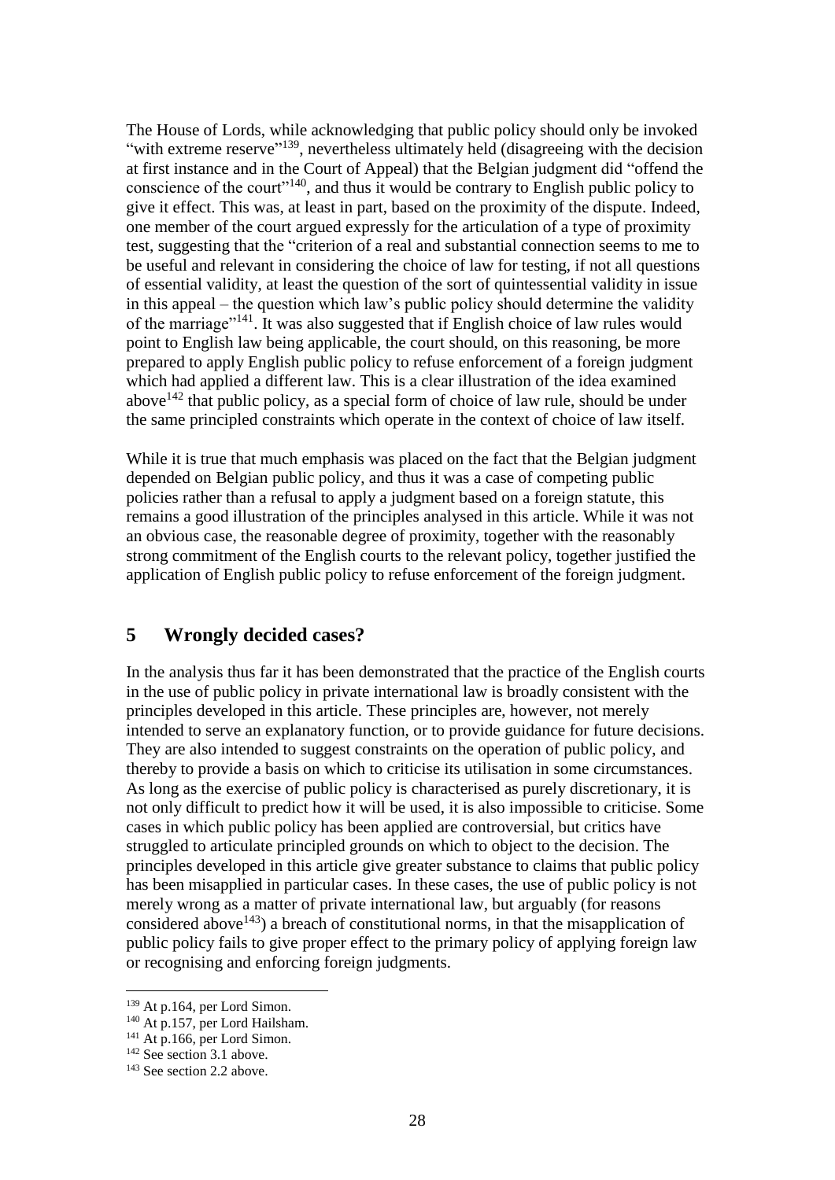The House of Lords, while acknowledging that public policy should only be invoked "with extreme reserve"[139], nevertheless ultimately held (disagreeing with the decision at first instance and in the Court of Appeal) that the Belgian judgment did "offend the conscience of the court"[140], and thus it would be contrary to English public policy to give it effect. This was, at least in part, based on the proximity of the dispute. Indeed, one member of the court argued expressly for the articulation of a type of proximity test, suggesting that the "criterion of a real and substantial connection seems to me to be useful and relevant in considering the choice of law for testing, if not all questions of essential validity, at least the question of the sort of quintessential validity in issue in this appeal – the question which law's public policy should determine the validity of the marriage"[141]. It was also suggested that if English choice of law rules would point to English law being applicable, the court should, on this reasoning, be more prepared to apply English public policy to refuse enforcement of a foreign judgment which had applied a different law. This is a clear illustration of the idea examined above[142] that public policy, as a special form of choice of law rule, should be under the same principled constraints which operate in the context of choice of law itself.

While it is true that much emphasis was placed on the fact that the Belgian judgment depended on Belgian public policy, and thus it was a case of competing public policies rather than a refusal to apply a judgment based on a foreign statute, this remains a good illustration of the principles analysed in this article. While it was not an obvious case, the reasonable degree of proximity, together with the reasonably strong commitment of the English courts to the relevant policy, together justified the application of English public policy to refuse enforcement of the foreign judgment.

## 5 Wrongly decided cases?

In the analysis thus far it has been demonstrated that the practice of the English courts in the use of public policy in private international law is broadly consistent with the principles developed in this article. These principles are, however, not merely intended to serve an explanatory function, or to provide guidance for future decisions. They are also intended to suggest constraints on the operation of public policy, and thereby to provide a basis on which to criticise its utilisation in some circumstances. As long as the exercise of public policy is characterised as purely discretionary, it is not only difficult to predict how it will be used, it is also impossible to criticise. Some cases in which public policy has been applied are controversial, but critics have struggled to articulate principled grounds on which to object to the decision. The principles developed in this article give greater substance to claims that public policy has been misapplied in particular cases. In these cases, the use of public policy is not merely wrong as a matter of private international law, but arguably (for reasons considered above[143]) a breach of constitutional norms, in that the misapplication of public policy fails to give proper effect to the primary policy of applying foreign law or recognising and enforcing foreign judgments.

---

[139] At p.164, per Lord Simon.

[140] At p.157, per Lord Hailsham.

[141] At p.166, per Lord Simon.

[142] See section 3.1 above.

[143] See section 2.2 above.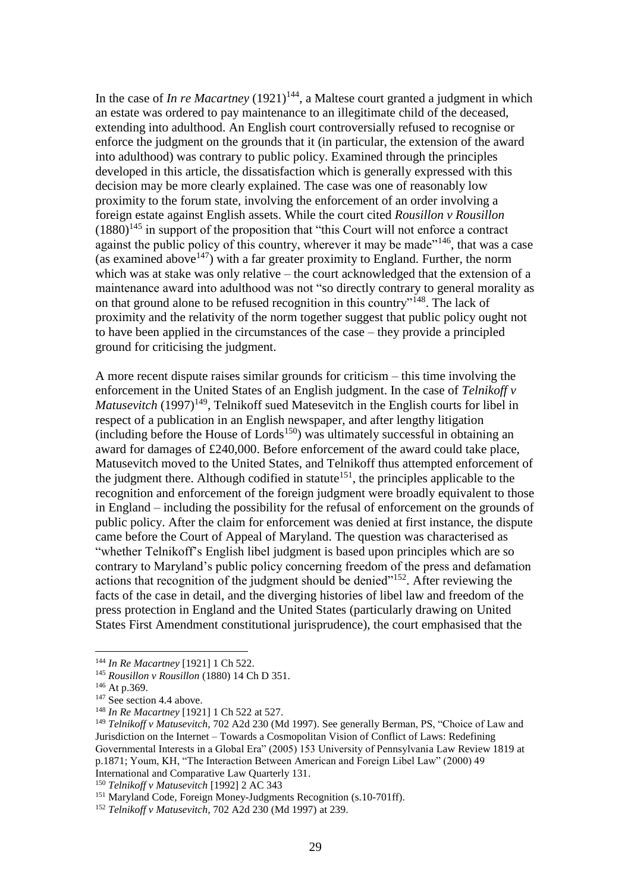In the case of *In re Macartney* (1921)[144], a Maltese court granted a judgment in which an estate was ordered to pay maintenance to an illegitimate child of the deceased, extending into adulthood. An English court controversially refused to recognise or enforce the judgment on the grounds that it (in particular, the extension of the award into adulthood) was contrary to public policy. Examined through the principles developed in this article, the dissatisfaction which is generally expressed with this decision may be more clearly explained. The case was one of reasonably low proximity to the forum state, involving the enforcement of an order involving a foreign estate against English assets. While the court cited *Rousillon v Rousillon* (1880)[145] in support of the proposition that "this Court will not enforce a contract against the public policy of this country, wherever it may be made"[146], that was a case (as examined above[147]) with a far greater proximity to England. Further, the norm which was at stake was only relative – the court acknowledged that the extension of a maintenance award into adulthood was not "so directly contrary to general morality as on that ground alone to be refused recognition in this country"[148]. The lack of proximity and the relativity of the norm together suggest that public policy ought not to have been applied in the circumstances of the case – they provide a principled ground for criticising the judgment.

A more recent dispute raises similar grounds for criticism – this time involving the enforcement in the United States of an English judgment. In the case of *Telnikoff v Matusevitch* (1997)[149], Telnikoff sued Matesevitch in the English courts for libel in respect of a publication in an English newspaper, and after lengthy litigation (including before the House of Lords[150]) was ultimately successful in obtaining an award for damages of £240,000. Before enforcement of the award could take place, Matusevitch moved to the United States, and Telnikoff thus attempted enforcement of the judgment there. Although codified in statute[151], the principles applicable to the recognition and enforcement of the foreign judgment were broadly equivalent to those in England – including the possibility for the refusal of enforcement on the grounds of public policy. After the claim for enforcement was denied at first instance, the dispute came before the Court of Appeal of Maryland. The question was characterised as "whether Telnikoff's English libel judgment is based upon principles which are so contrary to Maryland's public policy concerning freedom of the press and defamation actions that recognition of the judgment should be denied"[152]. After reviewing the facts of the case in detail, and the diverging histories of libel law and freedom of the press protection in England and the United States (particularly drawing on United States First Amendment constitutional jurisprudence), the court emphasised that the

---

[144] *In Re Macartney* [1921] 1 Ch 522.

[145] *Rousillon v Rousillon* (1880) 14 Ch D 351.

[146] At p.369.

[147] See section 4.4 above.

[148] *In Re Macartney* [1921] 1 Ch 522 at 527.

[149] *Telnikoff v Matusevitch*, 702 A2d 230 (Md 1997). See generally Berman, PS, "Choice of Law and Jurisdiction on the Internet – Towards a Cosmopolitan Vision of Conflict of Laws: Redefining Governmental Interests in a Global Era" (2005) 153 University of Pennsylvania Law Review 1819 at p.1871; Youm, KH, "The Interaction Between American and Foreign Libel Law" (2000) 49 International and Comparative Law Quarterly 131.

[150] *Telnikoff v Matusevitch* [1992] 2 AC 343

[151] Maryland Code, Foreign Money-Judgments Recognition (s.10-701ff).

[152] *Telnikoff v Matusevitch*, 702 A2d 230 (Md 1997) at 239.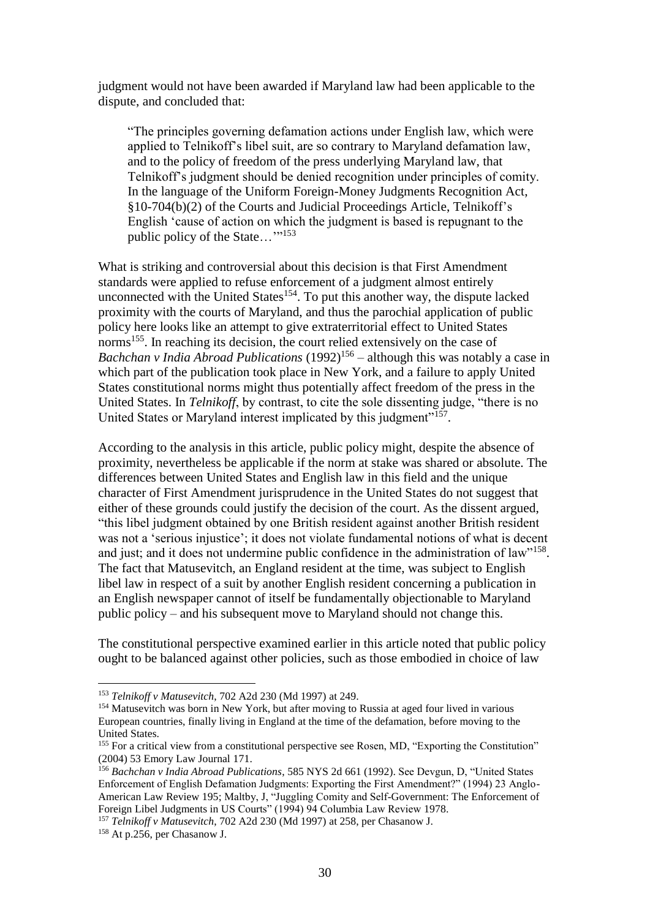judgment would not have been awarded if Maryland law had been applicable to the dispute, and concluded that:

> "The principles governing defamation actions under English law, which were applied to Telnikoff's libel suit, are so contrary to Maryland defamation law, and to the policy of freedom of the press underlying Maryland law, that Telnikoff's judgment should be denied recognition under principles of comity. In the language of the Uniform Foreign-Money Judgments Recognition Act, §10-704(b)(2) of the Courts and Judicial Proceedings Article, Telnikoff's English 'cause of action on which the judgment is based is repugnant to the public policy of the State…'"[153]

What is striking and controversial about this decision is that First Amendment standards were applied to refuse enforcement of a judgment almost entirely unconnected with the United States[154]. To put this another way, the dispute lacked proximity with the courts of Maryland, and thus the parochial application of public policy here looks like an attempt to give extraterritorial effect to United States norms[155]. In reaching its decision, the court relied extensively on the case of *Bachchan v India Abroad Publications* (1992)[156] – although this was notably a case in which part of the publication took place in New York, and a failure to apply United States constitutional norms might thus potentially affect freedom of the press in the United States. In *Telnikoff*, by contrast, to cite the sole dissenting judge, "there is no United States or Maryland interest implicated by this judgment"[157].

According to the analysis in this article, public policy might, despite the absence of proximity, nevertheless be applicable if the norm at stake was shared or absolute. The differences between United States and English law in this field and the unique character of First Amendment jurisprudence in the United States do not suggest that either of these grounds could justify the decision of the court. As the dissent argued, "this libel judgment obtained by one British resident against another British resident was not a 'serious injustice'; it does not violate fundamental notions of what is decent and just; and it does not undermine public confidence in the administration of law"[158]. The fact that Matusevitch, an England resident at the time, was subject to English libel law in respect of a suit by another English resident concerning a publication in an English newspaper cannot of itself be fundamentally objectionable to Maryland public policy – and his subsequent move to Maryland should not change this.

The constitutional perspective examined earlier in this article noted that public policy ought to be balanced against other policies, such as those embodied in choice of law

---

[153] *Telnikoff v Matusevitch*, 702 A2d 230 (Md 1997) at 249.

[154] Matusevitch was born in New York, but after moving to Russia at aged four lived in various European countries, finally living in England at the time of the defamation, before moving to the United States.

[155] For a critical view from a constitutional perspective see Rosen, MD, "Exporting the Constitution" (2004) 53 Emory Law Journal 171.

[156] *Bachchan v India Abroad Publications*, 585 NYS 2d 661 (1992). See Devgun, D, "United States Enforcement of English Defamation Judgments: Exporting the First Amendment?" (1994) 23 Anglo-American Law Review 195; Maltby, J, "Juggling Comity and Self-Government: The Enforcement of Foreign Libel Judgments in US Courts" (1994) 94 Columbia Law Review 1978.

[157] *Telnikoff v Matusevitch*, 702 A2d 230 (Md 1997) at 258, per Chasanow J.

[158] At p.256, per Chasanow J.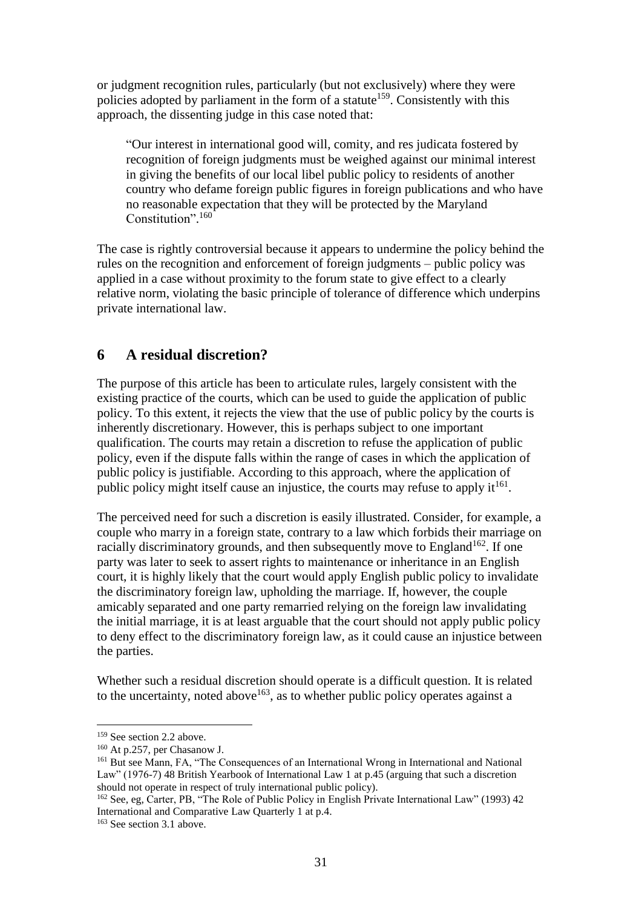or judgment recognition rules, particularly (but not exclusively) where they were policies adopted by parliament in the form of a statute[159]. Consistently with this approach, the dissenting judge in this case noted that:

> "Our interest in international good will, comity, and res judicata fostered by recognition of foreign judgments must be weighed against our minimal interest in giving the benefits of our local libel public policy to residents of another country who defame foreign public figures in foreign publications and who have no reasonable expectation that they will be protected by the Maryland Constitution".[160]

The case is rightly controversial because it appears to undermine the policy behind the rules on the recognition and enforcement of foreign judgments – public policy was applied in a case without proximity to the forum state to give effect to a clearly relative norm, violating the basic principle of tolerance of difference which underpins private international law.

## 6 A residual discretion?

The purpose of this article has been to articulate rules, largely consistent with the existing practice of the courts, which can be used to guide the application of public policy. To this extent, it rejects the view that the use of public policy by the courts is inherently discretionary. However, this is perhaps subject to one important qualification. The courts may retain a discretion to refuse the application of public policy, even if the dispute falls within the range of cases in which the application of public policy is justifiable. According to this approach, where the application of public policy might itself cause an injustice, the courts may refuse to apply it[161].

The perceived need for such a discretion is easily illustrated. Consider, for example, a couple who marry in a foreign state, contrary to a law which forbids their marriage on racially discriminatory grounds, and then subsequently move to England[162]. If one party was later to seek to assert rights to maintenance or inheritance in an English court, it is highly likely that the court would apply English public policy to invalidate the discriminatory foreign law, upholding the marriage. If, however, the couple amicably separated and one party remarried relying on the foreign law invalidating the initial marriage, it is at least arguable that the court should not apply public policy to deny effect to the discriminatory foreign law, as it could cause an injustice between the parties.

Whether such a residual discretion should operate is a difficult question. It is related to the uncertainty, noted above[163], as to whether public policy operates against a

---

[159] See section 2.2 above.

[160] At p.257, per Chasanow J.

[161] But see Mann, FA, "The Consequences of an International Wrong in International and National Law" (1976-7) 48 British Yearbook of International Law 1 at p.45 (arguing that such a discretion should not operate in respect of truly international public policy).

[162] See, eg, Carter, PB, "The Role of Public Policy in English Private International Law" (1993) 42 International and Comparative Law Quarterly 1 at p.4.

[163] See section 3.1 above.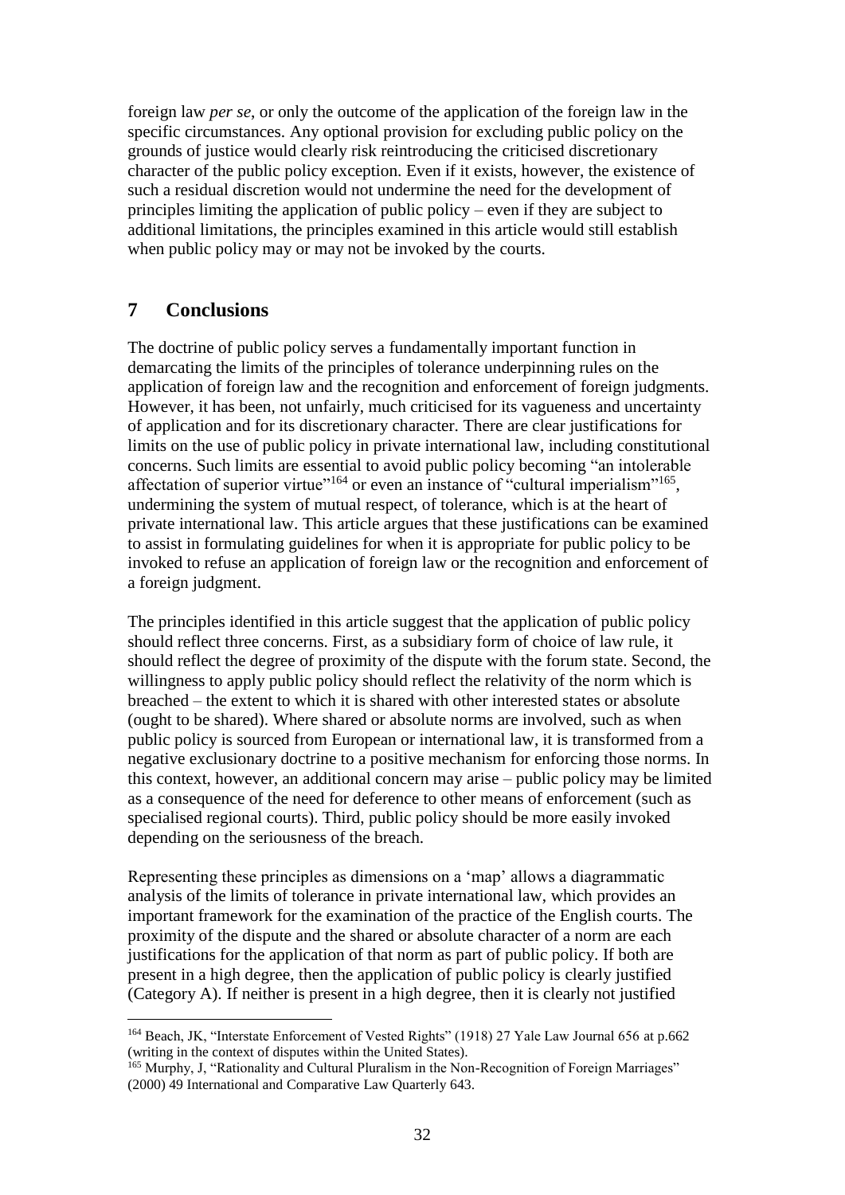foreign law *per se*, or only the outcome of the application of the foreign law in the specific circumstances. Any optional provision for excluding public policy on the grounds of justice would clearly risk reintroducing the criticised discretionary character of the public policy exception. Even if it exists, however, the existence of such a residual discretion would not undermine the need for the development of principles limiting the application of public policy – even if they are subject to additional limitations, the principles examined in this article would still establish when public policy may or may not be invoked by the courts.

## 7 Conclusions

The doctrine of public policy serves a fundamentally important function in demarcating the limits of the principles of tolerance underpinning rules on the application of foreign law and the recognition and enforcement of foreign judgments. However, it has been, not unfairly, much criticised for its vagueness and uncertainty of application and for its discretionary character. There are clear justifications for limits on the use of public policy in private international law, including constitutional concerns. Such limits are essential to avoid public policy becoming "an intolerable affectation of superior virtue"[164] or even an instance of "cultural imperialism"[165], undermining the system of mutual respect, of tolerance, which is at the heart of private international law. This article argues that these justifications can be examined to assist in formulating guidelines for when it is appropriate for public policy to be invoked to refuse an application of foreign law or the recognition and enforcement of a foreign judgment.

The principles identified in this article suggest that the application of public policy should reflect three concerns. First, as a subsidiary form of choice of law rule, it should reflect the degree of proximity of the dispute with the forum state. Second, the willingness to apply public policy should reflect the relativity of the norm which is breached – the extent to which it is shared with other interested states or absolute (ought to be shared). Where shared or absolute norms are involved, such as when public policy is sourced from European or international law, it is transformed from a negative exclusionary doctrine to a positive mechanism for enforcing those norms. In this context, however, an additional concern may arise – public policy may be limited as a consequence of the need for deference to other means of enforcement (such as specialised regional courts). Third, public policy should be more easily invoked depending on the seriousness of the breach.

Representing these principles as dimensions on a 'map' allows a diagrammatic analysis of the limits of tolerance in private international law, which provides an important framework for the examination of the practice of the English courts. The proximity of the dispute and the shared or absolute character of a norm are each justifications for the application of that norm as part of public policy. If both are present in a high degree, then the application of public policy is clearly justified (Category A). If neither is present in a high degree, then it is clearly not justified

[164] Beach, JK, "Interstate Enforcement of Vested Rights" (1918) 27 Yale Law Journal 656 at p.662 (writing in the context of disputes within the United States).

[165] Murphy, J, "Rationality and Cultural Pluralism in the Non-Recognition of Foreign Marriages" (2000) 49 International and Comparative Law Quarterly 643.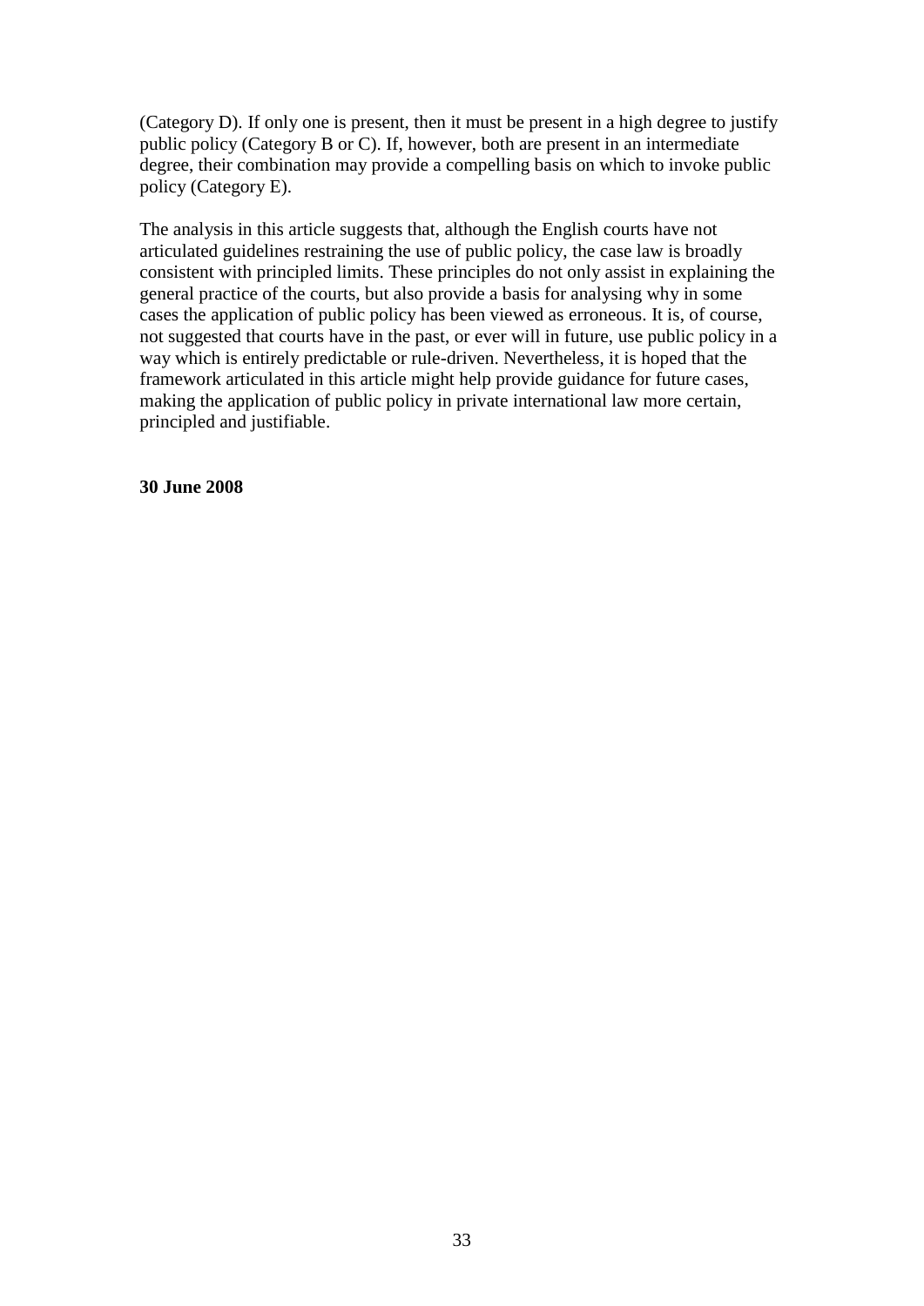(Category D). If only one is present, then it must be present in a high degree to justify public policy (Category B or C). If, however, both are present in an intermediate degree, their combination may provide a compelling basis on which to invoke public policy (Category E).

The analysis in this article suggests that, although the English courts have not articulated guidelines restraining the use of public policy, the case law is broadly consistent with principled limits. These principles do not only assist in explaining the general practice of the courts, but also provide a basis for analysing why in some cases the application of public policy has been viewed as erroneous. It is, of course, not suggested that courts have in the past, or ever will in future, use public policy in a way which is entirely predictable or rule-driven. Nevertheless, it is hoped that the framework articulated in this article might help provide guidance for future cases, making the application of public policy in private international law more certain, principled and justifiable.

**30 June 2008**